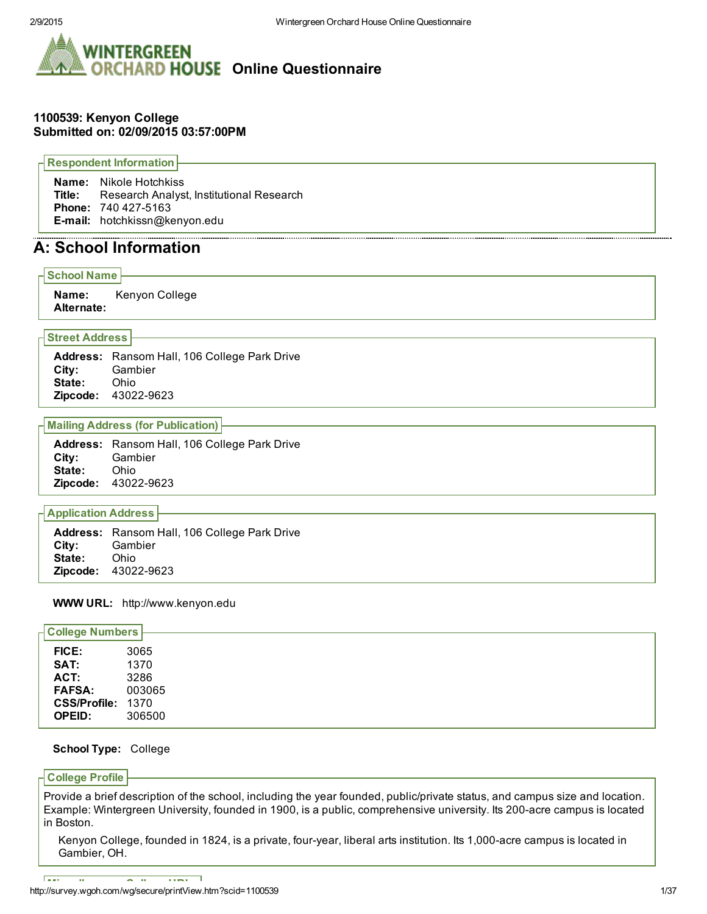# Wintergreen Orchard House Online Questionnaire

## 1100539: Kenyon College
## Submitted on: 02/09/2015 03:57:00PM

### Respondent Information

**Name:** Nikole Hotchkiss
**Title:** Research Analyst, Institutional Research
**Phone:** 740 427-5163
**E-mail:** hotchkissn@kenyon.edu

# A: School Information

### School Name

**Name:** Kenyon College
**Alternate:**

### Street Address

**Address:** Ransom Hall, 106 College Park Drive
**City:** Gambier
**State:** Ohio
**Zipcode:** 43022-9623

### Mailing Address (for Publication)

**Address:** Ransom Hall, 106 College Park Drive
**City:** Gambier
**State:** Ohio
**Zipcode:** 43022-9623

### Application Address

**Address:** Ransom Hall, 106 College Park Drive
**City:** Gambier
**State:** Ohio
**Zipcode:** 43022-9623

**WWW URL:** http://www.kenyon.edu

### College Numbers

**FICE:** 3065
**SAT:** 1370
**ACT:** 3286
**FAFSA:** 003065
**CSS/Profile:** 1370
**OPEID:** 306500

**School Type:** College

### College Profile

Provide a brief description of the school, including the year founded, public/private status, and campus size and location. Example: Wintergreen University, founded in 1900, is a public, comprehensive university. Its 200-acre campus is located in Boston.

Kenyon College, founded in 1824, is a private, four-year, liberal arts institution. Its 1,000-acre campus is located in Gambier, OH.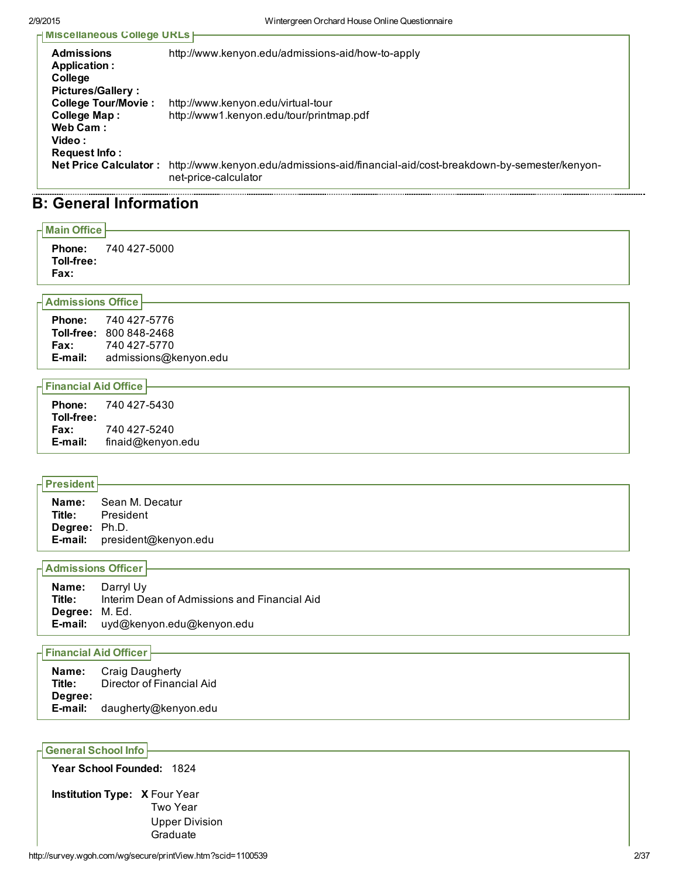### Miscellaneous College URLs

**Admissions Application :** http://www.kenyon.edu/admissions-aid/how-to-apply
**College Pictures/Gallery :**
**College Tour/Movie :** http://www.kenyon.edu/virtual-tour
**College Map :** http://www1.kenyon.edu/tour/printmap.pdf
**Web Cam :**
**Video :**
**Request Info :**
**Net Price Calculator :** http://www.kenyon.edu/admissions-aid/financial-aid/cost-breakdown-by-semester/kenyon-net-price-calculator

## B: General Information

### Main Office

**Phone:** 740 427-5000
**Toll-free:**
**Fax:**

### Admissions Office

**Phone:** 740 427-5776
**Toll-free:** 800 848-2468
**Fax:** 740 427-5770
**E-mail:** admissions@kenyon.edu

### Financial Aid Office

**Phone:** 740 427-5430
**Toll-free:**
**Fax:** 740 427-5240
**E-mail:** finaid@kenyon.edu

### President

**Name:** Sean M. Decatur
**Title:** President
**Degree:** Ph.D.
**E-mail:** president@kenyon.edu

### Admissions Officer

**Name:** Darryl Uy
**Title:** Interim Dean of Admissions and Financial Aid
**Degree:** M. Ed.
**E-mail:** uyd@kenyon.edu@kenyon.edu

### Financial Aid Officer

**Name:** Craig Daugherty
**Title:** Director of Financial Aid
**Degree:**
**E-mail:** daugherty@kenyon.edu

### General School Info

**Year School Founded:** 1824

**Institution Type:**
- **X** Four Year
- Two Year
- Upper Division
- Graduate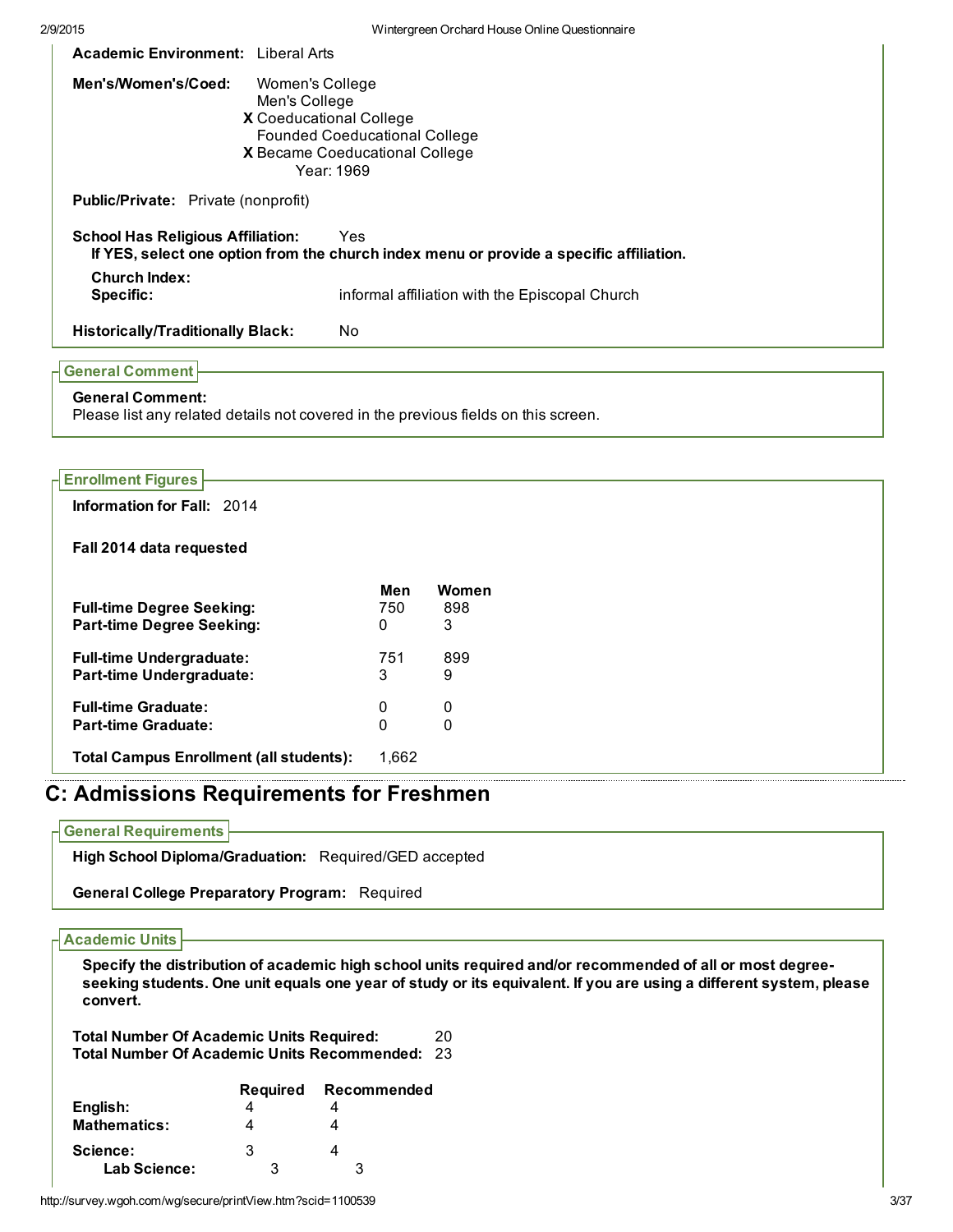**Academic Environment:** Liberal Arts

**Men's/Women's/Coed:**
- Women's College
- Men's College
- **X** Coeducational College
- Founded Coeducational College
- **X** Became Coeducational College
  - Year: 1969

**Public/Private:** Private (nonprofit)

**School Has Religious Affiliation:** Yes

**If YES, select one option from the church index menu or provide a specific affiliation.**

**Church Index:**

**Specific:** informal affiliation with the Episcopal Church

**Historically/Traditionally Black:** No

### General Comment

**General Comment:**
Please list any related details not covered in the previous fields on this screen.

### Enrollment Figures

**Information for Fall:** 2014

**Fall 2014 data requested**

| | Men | Women |
|---|---|---|
| **Full-time Degree Seeking:** | 750 | 898 |
| **Part-time Degree Seeking:** | 0 | 3 |
| **Full-time Undergraduate:** | 751 | 899 |
| **Part-time Undergraduate:** | 3 | 9 |
| **Full-time Graduate:** | 0 | 0 |
| **Part-time Graduate:** | 0 | 0 |

**Total Campus Enrollment (all students):** 1,662

## C: Admissions Requirements for Freshmen

### General Requirements

**High School Diploma/Graduation:** Required/GED accepted

**General College Preparatory Program:** Required

### Academic Units

**Specify the distribution of academic high school units required and/or recommended of all or most degree-seeking students. One unit equals one year of study or its equivalent. If you are using a different system, please convert.**

**Total Number Of Academic Units Required:** 20
**Total Number Of Academic Units Recommended:** 23

| | Required | Recommended |
|---|---|---|
| **English:** | 4 | 4 |
| **Mathematics:** | 4 | 4 |
| **Science:** | 3 | 4 |
| **Lab Science:** | 3 | 3 |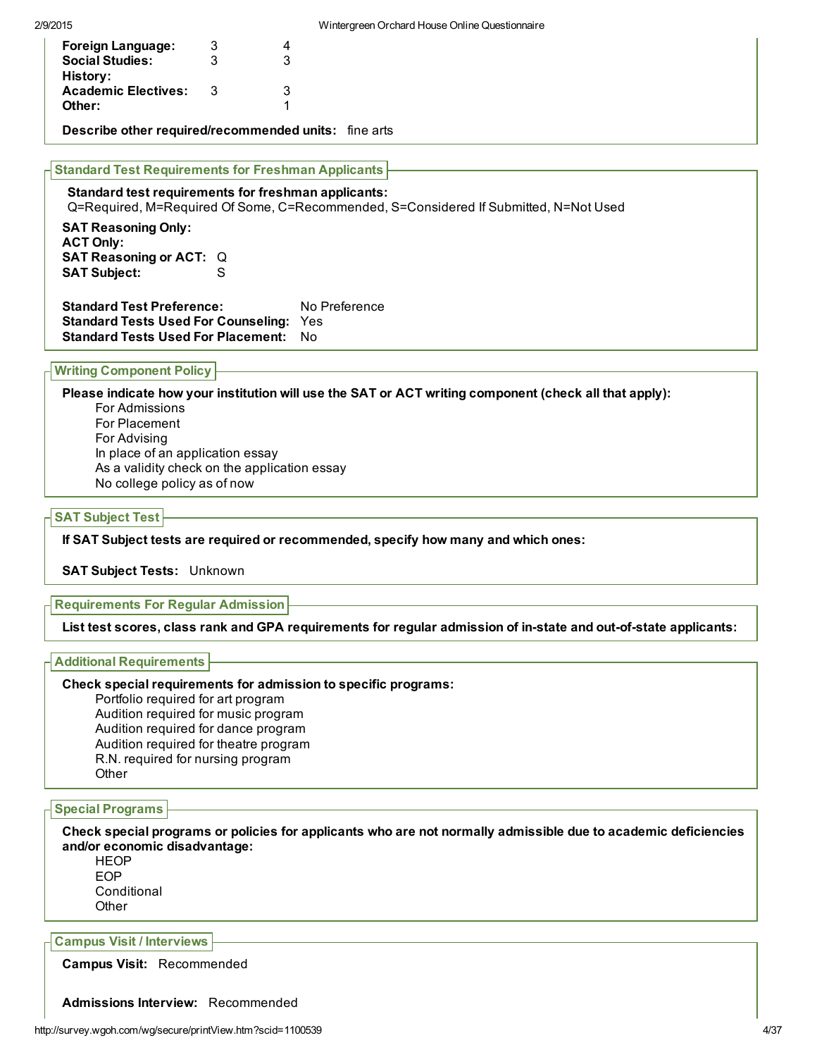| | | |
|---|---|---|
| **Foreign Language:** | 3 | 4 |
| **Social Studies:** | 3 | 3 |
| **History:** | | |
| **Academic Electives:** | 3 | 3 |
| **Other:** | | 1 |

**Describe other required/recommended units:** fine arts

## Standard Test Requirements for Freshman Applicants

**Standard test requirements for freshman applicants:**
Q=Required, M=Required Of Some, C=Recommended, S=Considered If Submitted, N=Not Used

**SAT Reasoning Only:**
**ACT Only:**
**SAT Reasoning or ACT:** Q
**SAT Subject:** S

**Standard Test Preference:** No Preference
**Standard Tests Used For Counseling:** Yes
**Standard Tests Used For Placement:** No

## Writing Component Policy

**Please indicate how your institution will use the SAT or ACT writing component (check all that apply):**

- For Admissions
- For Placement
- For Advising
- In place of an application essay
- As a validity check on the application essay
- No college policy as of now

## SAT Subject Test

**If SAT Subject tests are required or recommended, specify how many and which ones:**

**SAT Subject Tests:** Unknown

## Requirements For Regular Admission

**List test scores, class rank and GPA requirements for regular admission of in-state and out-of-state applicants:**

## Additional Requirements

**Check special requirements for admission to specific programs:**

- Portfolio required for art program
- Audition required for music program
- Audition required for dance program
- Audition required for theatre program
- R.N. required for nursing program
- Other

## Special Programs

**Check special programs or policies for applicants who are not normally admissible due to academic deficiencies and/or economic disadvantage:**

- HEOP
- EOP
- Conditional
- Other

## Campus Visit / Interviews

**Campus Visit:** Recommended

**Admissions Interview:** Recommended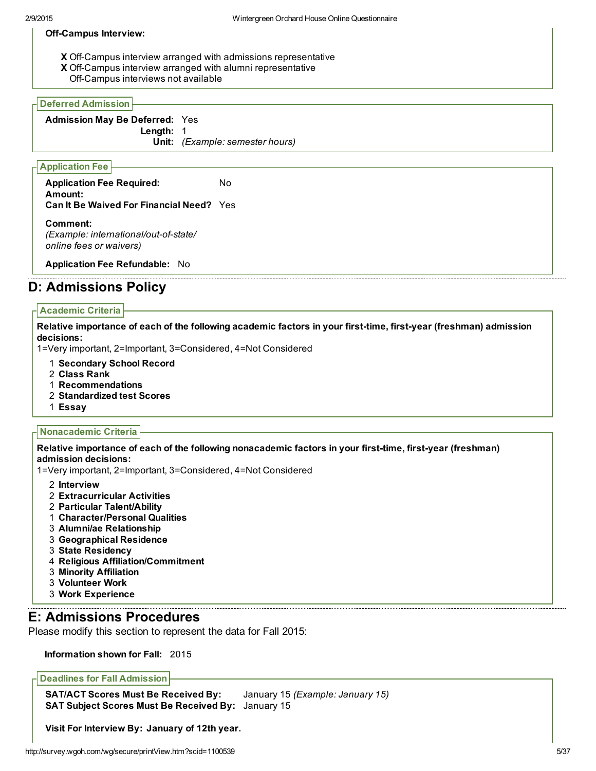**Off-Campus Interview:**

- **X** Off-Campus interview arranged with admissions representative
- **X** Off-Campus interview arranged with alumni representative
- Off-Campus interviews not available

### Deferred Admission

**Admission May Be Deferred:** Yes
**Length:** 1
**Unit:** *(Example: semester hours)*

### Application Fee

**Application Fee Required:** No
**Amount:**
**Can It Be Waived For Financial Need?** Yes

**Comment:**
*(Example: international/out-of-state/ online fees or waivers)*

**Application Fee Refundable:** No

## D: Admissions Policy

### Academic Criteria

**Relative importance of each of the following academic factors in your first-time, first-year (freshman) admission decisions:**
1=Very important, 2=Important, 3=Considered, 4=Not Considered

- 1 **Secondary School Record**
- 2 **Class Rank**
- 1 **Recommendations**
- 2 **Standardized test Scores**
- 1 **Essay**

### Nonacademic Criteria

**Relative importance of each of the following nonacademic factors in your first-time, first-year (freshman) admission decisions:**
1=Very important, 2=Important, 3=Considered, 4=Not Considered

- 2 **Interview**
- 2 **Extracurricular Activities**
- 2 **Particular Talent/Ability**
- 1 **Character/Personal Qualities**
- 3 **Alumni/ae Relationship**
- 3 **Geographical Residence**
- 3 **State Residency**
- 4 **Religious Affiliation/Commitment**
- 3 **Minority Affiliation**
- 3 **Volunteer Work**
- 3 **Work Experience**

## E: Admissions Procedures

Please modify this section to represent the data for Fall 2015:

**Information shown for Fall:** 2015

### Deadlines for Fall Admission

**SAT/ACT Scores Must Be Received By:** January 15 *(Example: January 15)*
**SAT Subject Scores Must Be Received By:** January 15

**Visit For Interview By: January of 12th year.**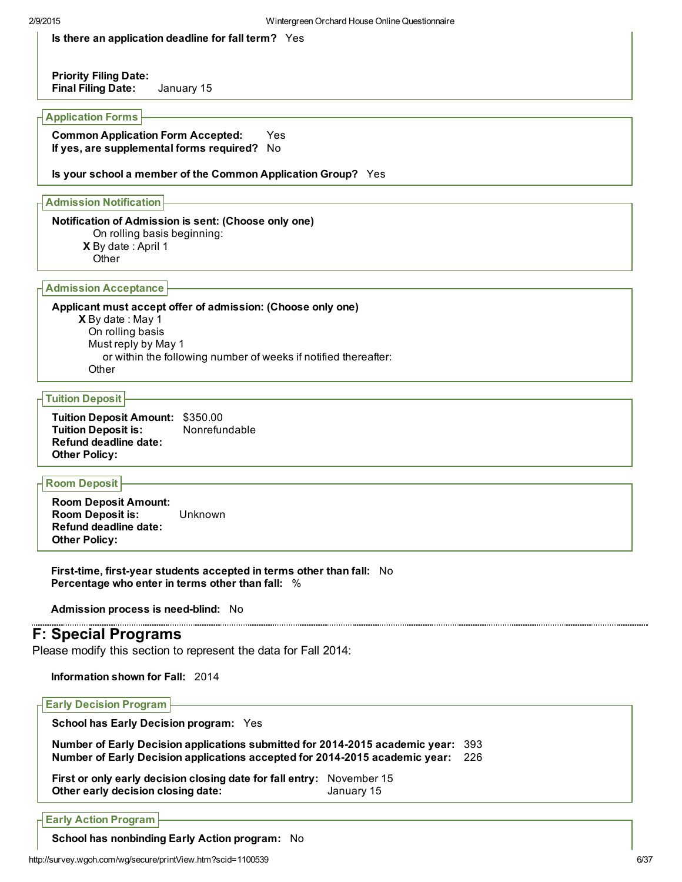**Is there an application deadline for fall term?** Yes

**Priority Filing Date:**
**Final Filing Date:** January 15

### Application Forms

**Common Application Form Accepted:** Yes
**If yes, are supplemental forms required?** No

**Is your school a member of the Common Application Group?** Yes

### Admission Notification

**Notification of Admission is sent: (Choose only one)**

- On rolling basis beginning:
- **X** By date : April 1
- Other

### Admission Acceptance

**Applicant must accept offer of admission: (Choose only one)**

- **X** By date : May 1
- On rolling basis
- Must reply by May 1
  - or within the following number of weeks if notified thereafter:
- Other

### Tuition Deposit

**Tuition Deposit Amount:** $350.00
**Tuition Deposit is:** Nonrefundable
**Refund deadline date:**
**Other Policy:**

### Room Deposit

**Room Deposit Amount:**
**Room Deposit is:** Unknown
**Refund deadline date:**
**Other Policy:**

**First-time, first-year students accepted in terms other than fall:** No
**Percentage who enter in terms other than fall:** %

**Admission process is need-blind:** No

## F: Special Programs

Please modify this section to represent the data for Fall 2014:

**Information shown for Fall:** 2014

### Early Decision Program

**School has Early Decision program:** Yes

**Number of Early Decision applications submitted for 2014-2015 academic year:** 393
**Number of Early Decision applications accepted for 2014-2015 academic year:** 226

**First or only early decision closing date for fall entry:** November 15
**Other early decision closing date:** January 15

### Early Action Program

**School has nonbinding Early Action program:** No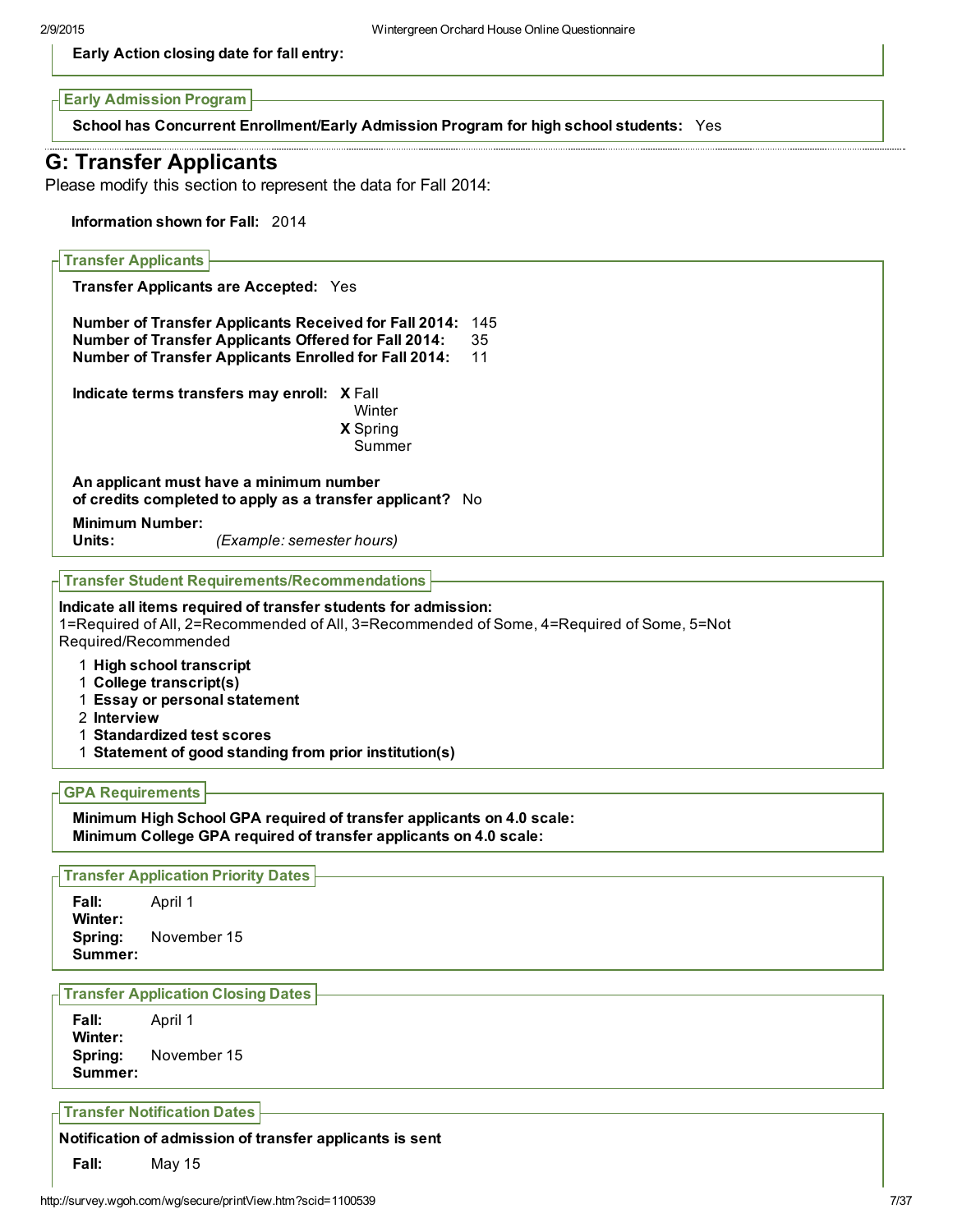**Early Action closing date for fall entry:**

### Early Admission Program

**School has Concurrent Enrollment/Early Admission Program for high school students:** Yes

## G: Transfer Applicants

Please modify this section to represent the data for Fall 2014:

**Information shown for Fall:** 2014

### Transfer Applicants

**Transfer Applicants are Accepted:** Yes

**Number of Transfer Applicants Received for Fall 2014:** 145
**Number of Transfer Applicants Offered for Fall 2014:** 35
**Number of Transfer Applicants Enrolled for Fall 2014:** 11

**Indicate terms transfers may enroll:**
- **X** Fall
- Winter
- **X** Spring
- Summer

**An applicant must have a minimum number of credits completed to apply as a transfer applicant?** No

**Minimum Number:**
**Units:** *(Example: semester hours)*

### Transfer Student Requirements/Recommendations

**Indicate all items required of transfer students for admission:**
1=Required of All, 2=Recommended of All, 3=Recommended of Some, 4=Required of Some, 5=Not Required/Recommended

- 1 **High school transcript**
- 1 **College transcript(s)**
- 1 **Essay or personal statement**
- 2 **Interview**
- 1 **Standardized test scores**
- 1 **Statement of good standing from prior institution(s)**

### GPA Requirements

**Minimum High School GPA required of transfer applicants on 4.0 scale:**
**Minimum College GPA required of transfer applicants on 4.0 scale:**

### Transfer Application Priority Dates

**Fall:** April 1
**Winter:**
**Spring:** November 15
**Summer:**

### Transfer Application Closing Dates

**Fall:** April 1
**Winter:**
**Spring:** November 15
**Summer:**

### Transfer Notification Dates

**Notification of admission of transfer applicants is sent**

**Fall:** May 15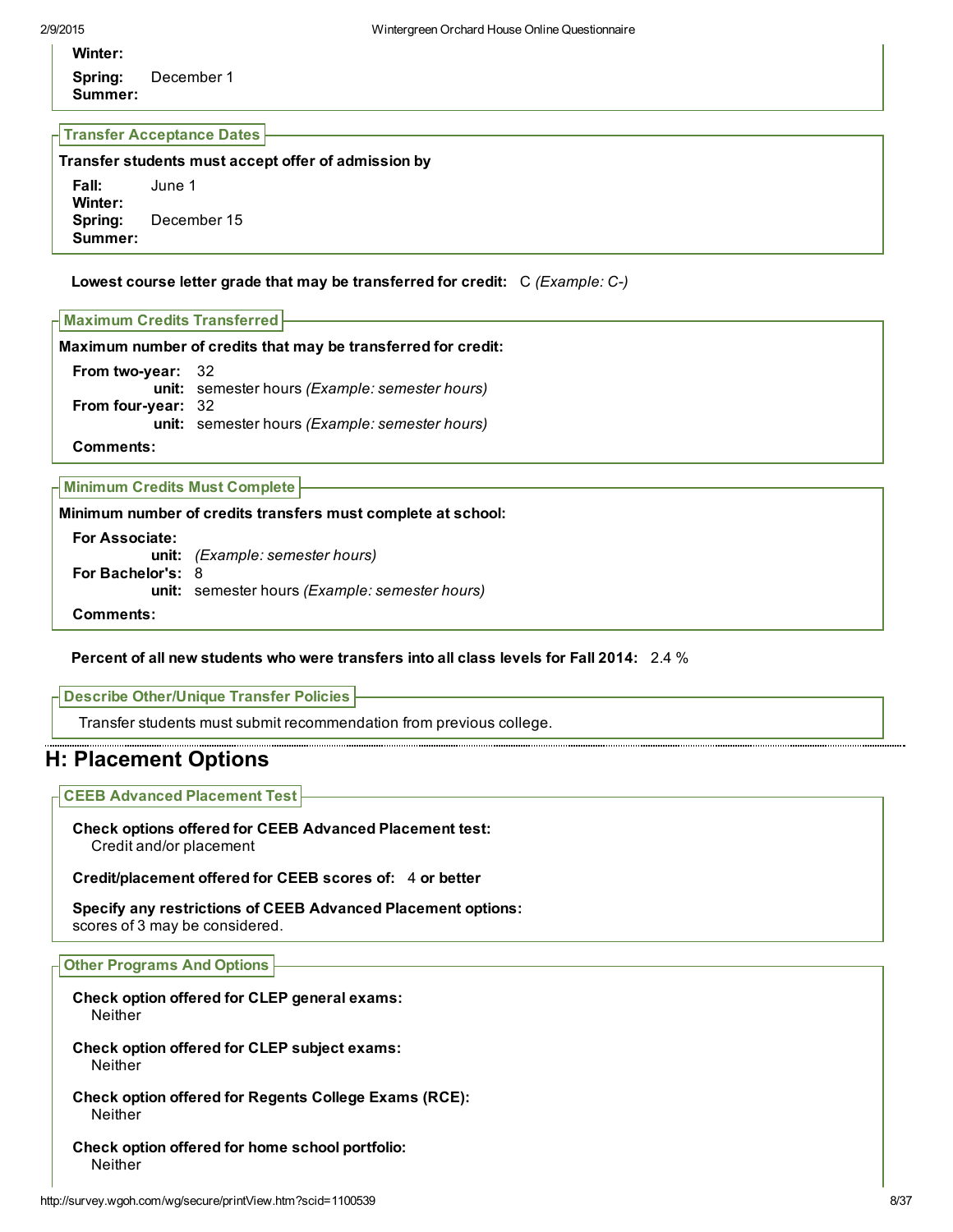**Winter:**
**Spring:** December 1
**Summer:**

### Transfer Acceptance Dates

**Transfer students must accept offer of admission by**

**Fall:** June 1
**Winter:**
**Spring:** December 15
**Summer:**

**Lowest course letter grade that may be transferred for credit:** C *(Example: C-)*

### Maximum Credits Transferred

**Maximum number of credits that may be transferred for credit:**

**From two-year:** 32
**unit:** semester hours *(Example: semester hours)*
**From four-year:** 32
**unit:** semester hours *(Example: semester hours)*

**Comments:**

### Minimum Credits Must Complete

**Minimum number of credits transfers must complete at school:**

**For Associate:**
**unit:** *(Example: semester hours)*
**For Bachelor's:** 8
**unit:** semester hours *(Example: semester hours)*

**Comments:**

**Percent of all new students who were transfers into all class levels for Fall 2014:** 2.4 %

### Describe Other/Unique Transfer Policies

Transfer students must submit recommendation from previous college.

## H: Placement Options

### CEEB Advanced Placement Test

**Check options offered for CEEB Advanced Placement test:**
Credit and/or placement

**Credit/placement offered for CEEB scores of:** 4 **or better**

**Specify any restrictions of CEEB Advanced Placement options:**
scores of 3 may be considered.

### Other Programs And Options

**Check option offered for CLEP general exams:**
Neither

**Check option offered for CLEP subject exams:**
Neither

**Check option offered for Regents College Exams (RCE):**
Neither

**Check option offered for home school portfolio:**
Neither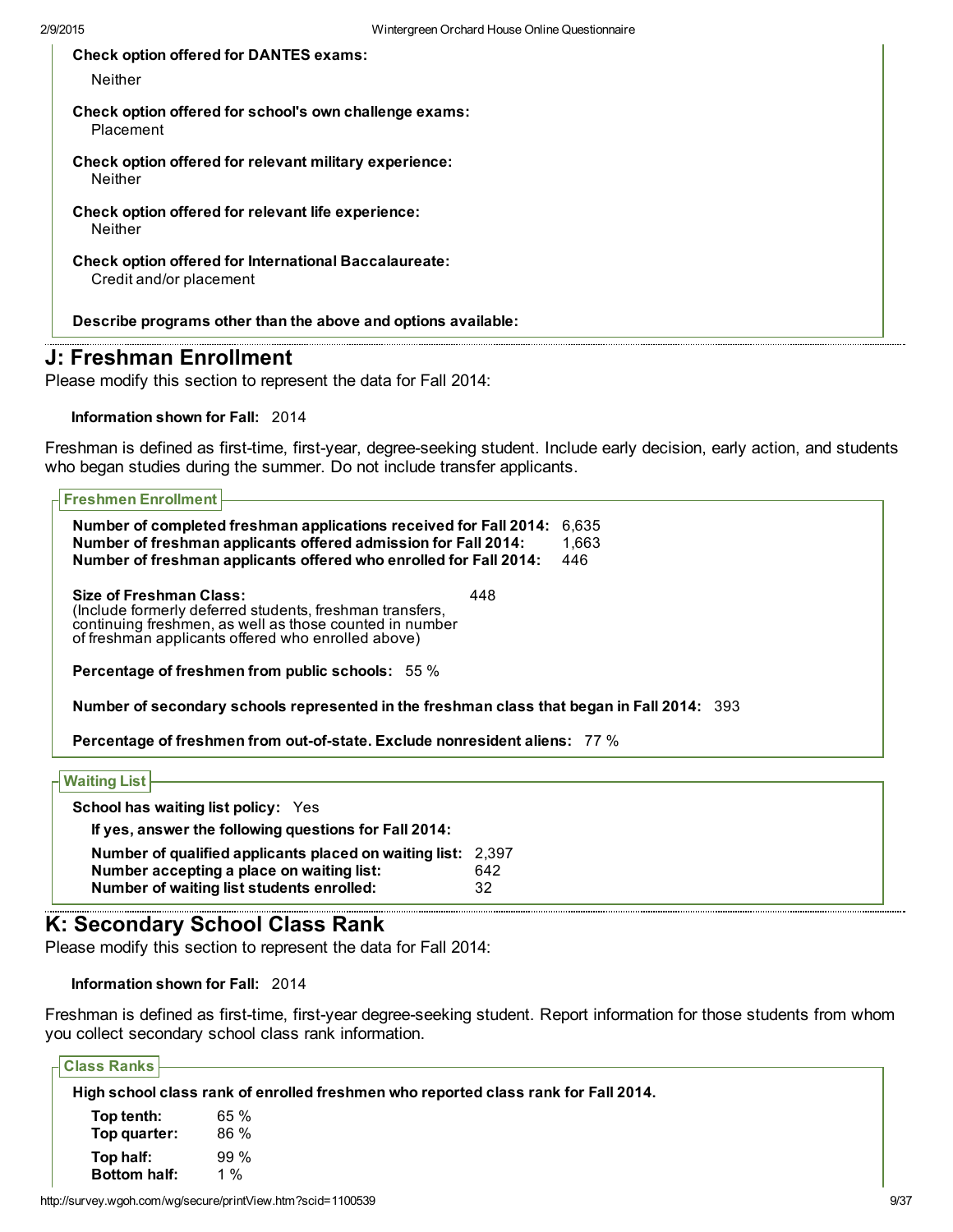**Check option offered for DANTES exams:**

Neither

**Check option offered for school's own challenge exams:**

Placement

**Check option offered for relevant military experience:**

Neither

**Check option offered for relevant life experience:**

Neither

**Check option offered for International Baccalaureate:**

Credit and/or placement

**Describe programs other than the above and options available:**

## J: Freshman Enrollment

Please modify this section to represent the data for Fall 2014:

**Information shown for Fall:** 2014

Freshman is defined as first-time, first-year, degree-seeking student. Include early decision, early action, and students who began studies during the summer. Do not include transfer applicants.

### Freshmen Enrollment

**Number of completed freshman applications received for Fall 2014:** 6,635
**Number of freshman applicants offered admission for Fall 2014:** 1,663
**Number of freshman applicants offered who enrolled for Fall 2014:** 446

**Size of Freshman Class:** 448
(Include formerly deferred students, freshman transfers, continuing freshmen, as well as those counted in number of freshman applicants offered who enrolled above)

**Percentage of freshmen from public schools:** 55 %

**Number of secondary schools represented in the freshman class that began in Fall 2014:** 393

**Percentage of freshmen from out-of-state. Exclude nonresident aliens:** 77 %

### Waiting List

**School has waiting list policy:** Yes

**If yes, answer the following questions for Fall 2014:**

**Number of qualified applicants placed on waiting list:** 2,397
**Number accepting a place on waiting list:** 642
**Number of waiting list students enrolled:** 32

## K: Secondary School Class Rank

Please modify this section to represent the data for Fall 2014:

**Information shown for Fall:** 2014

Freshman is defined as first-time, first-year degree-seeking student. Report information for those students from whom you collect secondary school class rank information.

### Class Ranks

**High school class rank of enrolled freshmen who reported class rank for Fall 2014.**

**Top tenth:** 65 %
**Top quarter:** 86 %

**Top half:** 99 %
**Bottom half:** 1 %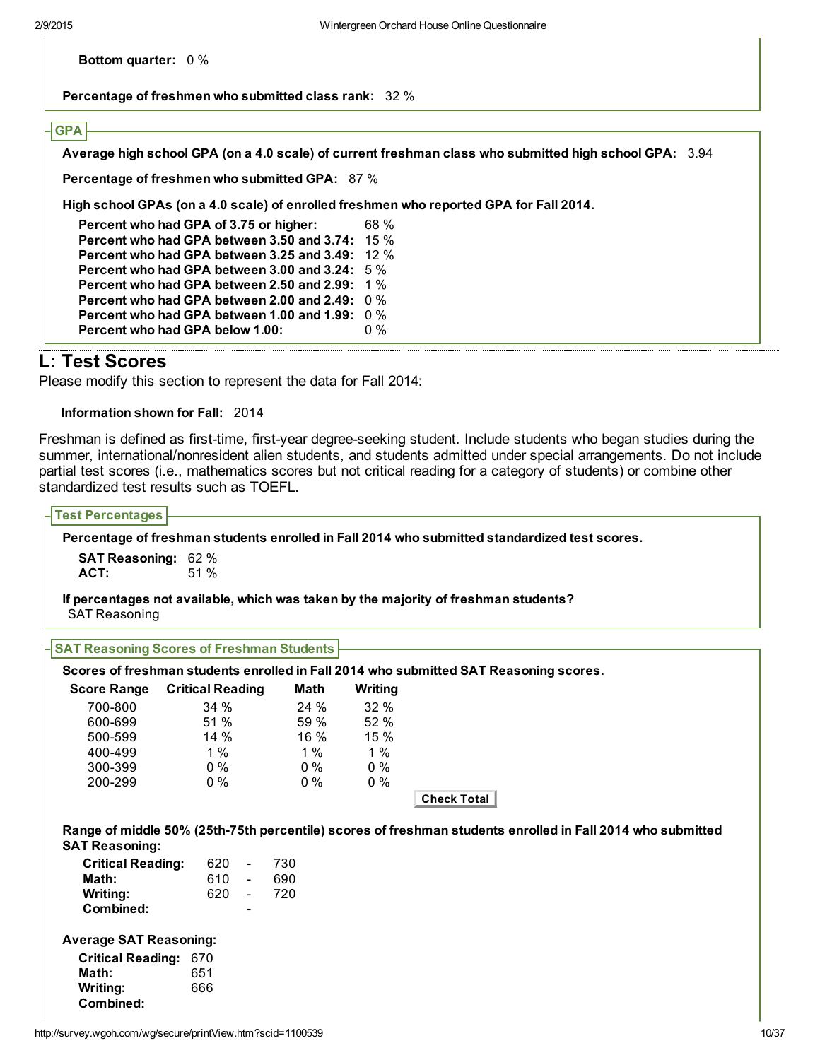**Bottom quarter:** 0 %

**Percentage of freshmen who submitted class rank:** 32 %

### GPA

**Average high school GPA (on a 4.0 scale) of current freshman class who submitted high school GPA:** 3.94

**Percentage of freshmen who submitted GPA:** 87 %

**High school GPAs (on a 4.0 scale) of enrolled freshmen who reported GPA for Fall 2014.**

| | |
|---|---|
| **Percent who had GPA of 3.75 or higher:** | 68 % |
| **Percent who had GPA between 3.50 and 3.74:** | 15 % |
| **Percent who had GPA between 3.25 and 3.49:** | 12 % |
| **Percent who had GPA between 3.00 and 3.24:** | 5 % |
| **Percent who had GPA between 2.50 and 2.99:** | 1 % |
| **Percent who had GPA between 2.00 and 2.49:** | 0 % |
| **Percent who had GPA between 1.00 and 1.99:** | 0 % |
| **Percent who had GPA below 1.00:** | 0 % |

## L: Test Scores

Please modify this section to represent the data for Fall 2014:

**Information shown for Fall:** 2014

Freshman is defined as first-time, first-year degree-seeking student. Include students who began studies during the summer, international/nonresident alien students, and students admitted under special arrangements. Do not include partial test scores (i.e., mathematics scores but not critical reading for a category of students) or combine other standardized test results such as TOEFL.

### Test Percentages

**Percentage of freshman students enrolled in Fall 2014 who submitted standardized test scores.**

| | |
|---|---|
| **SAT Reasoning:** | 62 % |
| **ACT:** | 51 % |

**If percentages not available, which was taken by the majority of freshman students?**
SAT Reasoning

### SAT Reasoning Scores of Freshman Students

**Scores of freshman students enrolled in Fall 2014 who submitted SAT Reasoning scores.**

| Score Range | Critical Reading | Math | Writing |
|---|---|---|---|
| 700-800 | 34 % | 24 % | 32 % |
| 600-699 | 51 % | 59 % | 52 % |
| 500-599 | 14 % | 16 % | 15 % |
| 400-499 | 1 % | 1 % | 1 % |
| 300-399 | 0 % | 0 % | 0 % |
| 200-299 | 0 % | 0 % | 0 % |

Check Total

**Range of middle 50% (25th-75th percentile) scores of freshman students enrolled in Fall 2014 who submitted SAT Reasoning:**

| | | | |
|---|---|---|---|
| **Critical Reading:** | 620 | - | 730 |
| **Math:** | 610 | - | 690 |
| **Writing:** | 620 | - | 720 |
| **Combined:** | | - | |

**Average SAT Reasoning:**

| | |
|---|---|
| **Critical Reading:** | 670 |
| **Math:** | 651 |
| **Writing:** | 666 |
| **Combined:** | |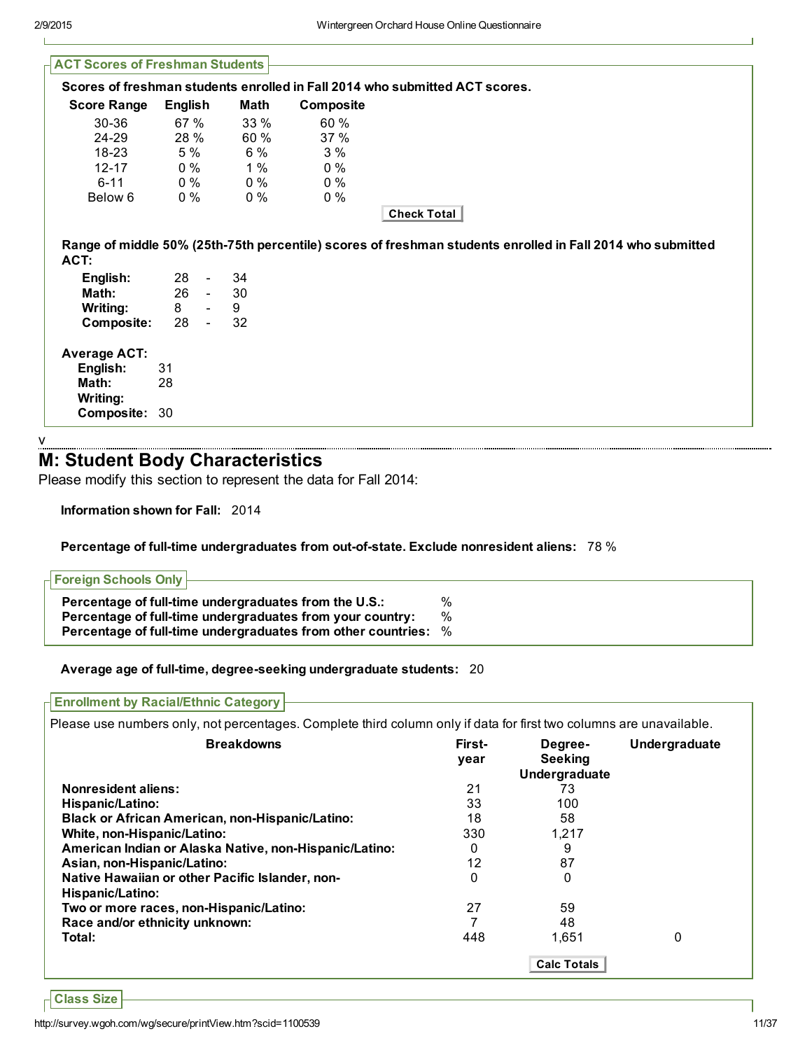### ACT Scores of Freshman Students

**Scores of freshman students enrolled in Fall 2014 who submitted ACT scores.**

| Score Range | English | Math | Composite |
|---|---|---|---|
| 30-36 | 67 % | 33 % | 60 % |
| 24-29 | 28 % | 60 % | 37 % |
| 18-23 | 5 % | 6 % | 3 % |
| 12-17 | 0 % | 1 % | 0 % |
| 6-11 | 0 % | 0 % | 0 % |
| Below 6 | 0 % | 0 % | 0 % |

Check Total

**Range of middle 50% (25th-75th percentile) scores of freshman students enrolled in Fall 2014 who submitted ACT:**

| | | | |
|---|---|---|---|
| **English:** | 28 | - | 34 |
| **Math:** | 26 | - | 30 |
| **Writing:** | 8 | - | 9 |
| **Composite:** | 28 | - | 32 |

**Average ACT:**

| | |
|---|---|
| **English:** | 31 |
| **Math:** | 28 |
| **Writing:** | |
| **Composite:** | 30 |

v

## M: Student Body Characteristics

Please modify this section to represent the data for Fall 2014:

**Information shown for Fall:** 2014

**Percentage of full-time undergraduates from out-of-state. Exclude nonresident aliens:** 78 %

### Foreign Schools Only

**Percentage of full-time undergraduates from the U.S.:** %
**Percentage of full-time undergraduates from your country:** %
**Percentage of full-time undergraduates from other countries:** %

**Average age of full-time, degree-seeking undergraduate students:** 20

### Enrollment by Racial/Ethnic Category

Please use numbers only, not percentages. Complete third column only if data for first two columns are unavailable.

| Breakdowns | First-year | Degree-Seeking Undergraduate | Undergraduate |
|---|---|---|---|
| **Nonresident aliens:** | 21 | 73 | |
| **Hispanic/Latino:** | 33 | 100 | |
| **Black or African American, non-Hispanic/Latino:** | 18 | 58 | |
| **White, non-Hispanic/Latino:** | 330 | 1,217 | |
| **American Indian or Alaska Native, non-Hispanic/Latino:** | 0 | 9 | |
| **Asian, non-Hispanic/Latino:** | 12 | 87 | |
| **Native Hawaiian or other Pacific Islander, non-Hispanic/Latino:** | 0 | 0 | |
| **Two or more races, non-Hispanic/Latino:** | 27 | 59 | |
| **Race and/or ethnicity unknown:** | 7 | 48 | |
| **Total:** | 448 | 1,651 | 0 |

Calc Totals

### Class Size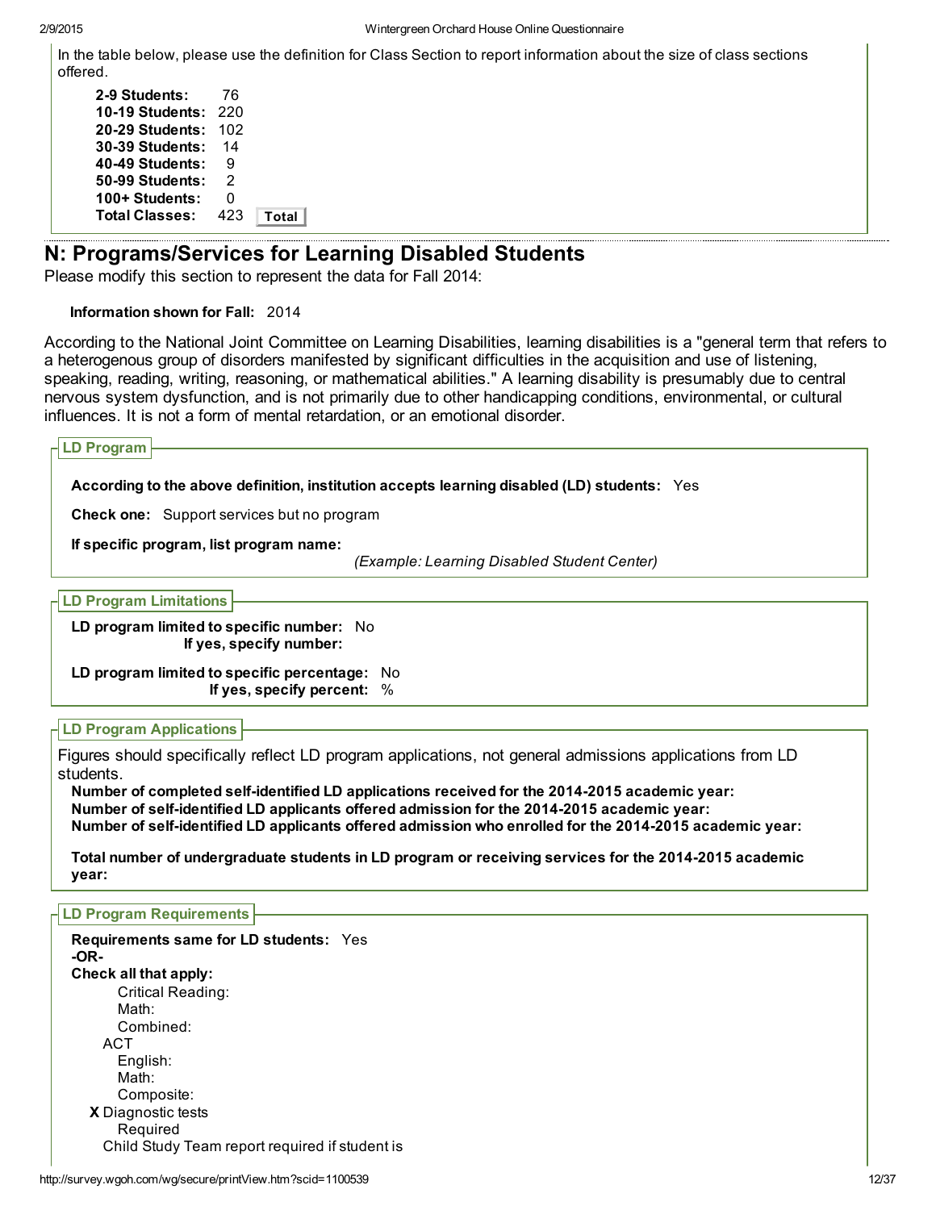In the table below, please use the definition for Class Section to report information about the size of class sections offered.

| | |
|---|---|
| **2-9 Students:** | 76 |
| **10-19 Students:** | 220 |
| **20-29 Students:** | 102 |
| **30-39 Students:** | 14 |
| **40-49 Students:** | 9 |
| **50-99 Students:** | 2 |
| **100+ Students:** | 0 |
| **Total Classes:** | 423 Total |

## N: Programs/Services for Learning Disabled Students

Please modify this section to represent the data for Fall 2014:

**Information shown for Fall:** 2014

According to the National Joint Committee on Learning Disabilities, learning disabilities is a "general term that refers to a heterogenous group of disorders manifested by significant difficulties in the acquisition and use of listening, speaking, reading, writing, reasoning, or mathematical abilities." A learning disability is presumably due to central nervous system dysfunction, and is not primarily due to other handicapping conditions, environmental, or cultural influences. It is not a form of mental retardation, or an emotional disorder.

### LD Program

**According to the above definition, institution accepts learning disabled (LD) students:** Yes

**Check one:** Support services but no program

**If specific program, list program name:**
*(Example: Learning Disabled Student Center)*

### LD Program Limitations

**LD program limited to specific number:** No
**If yes, specify number:**

**LD program limited to specific percentage:** No
**If yes, specify percent:** %

### LD Program Applications

Figures should specifically reflect LD program applications, not general admissions applications from LD students.

**Number of completed self-identified LD applications received for the 2014-2015 academic year:**
**Number of self-identified LD applicants offered admission for the 2014-2015 academic year:**
**Number of self-identified LD applicants offered admission who enrolled for the 2014-2015 academic year:**

**Total number of undergraduate students in LD program or receiving services for the 2014-2015 academic year:**

### LD Program Requirements

**Requirements same for LD students:** Yes
**-OR-**
**Check all that apply:**
- Critical Reading:
- Math:
- Combined:

ACT
- English:
- Math:
- Composite:

**X** Diagnostic tests
- Required

Child Study Team report required if student is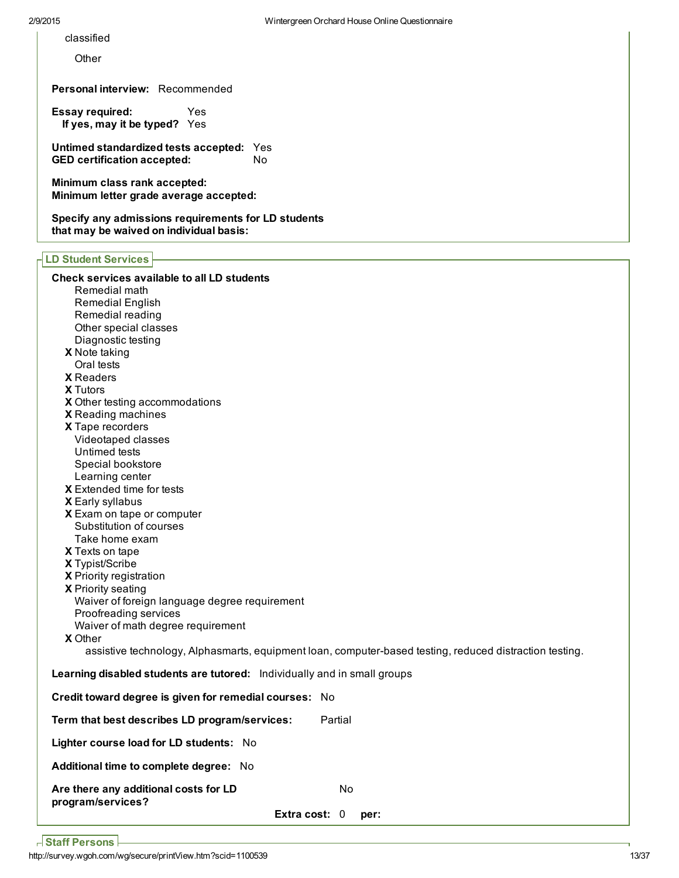classified

Other

**Personal interview:** Recommended

**Essay required:** Yes
**If yes, may it be typed?** Yes

**Untimed standardized tests accepted:** Yes
**GED certification accepted:** No

**Minimum class rank accepted:**
**Minimum letter grade average accepted:**

**Specify any admissions requirements for LD students that may be waived on individual basis:**

## LD Student Services

**Check services available to all LD students**

- Remedial math
- Remedial English
- Remedial reading
- Other special classes
- Diagnostic testing
- **X** Note taking
- Oral tests
- **X** Readers
- **X** Tutors
- **X** Other testing accommodations
- **X** Reading machines
- **X** Tape recorders
- Videotaped classes
- Untimed tests
- Special bookstore
- Learning center
- **X** Extended time for tests
- **X** Early syllabus
- **X** Exam on tape or computer
- Substitution of courses
- Take home exam
- **X** Texts on tape
- **X** Typist/Scribe
- **X** Priority registration
- **X** Priority seating
- Waiver of foreign language degree requirement
- Proofreading services
- Waiver of math degree requirement
- **X** Other
  - assistive technology, Alphasmarts, equipment loan, computer-based testing, reduced distraction testing.

**Learning disabled students are tutored:** Individually and in small groups

**Credit toward degree is given for remedial courses:** No

**Term that best describes LD program/services:** Partial

**Lighter course load for LD students:** No

**Additional time to complete degree:** No

**Are there any additional costs for LD program/services?** No

**Extra cost:** 0 **per:**

## Staff Persons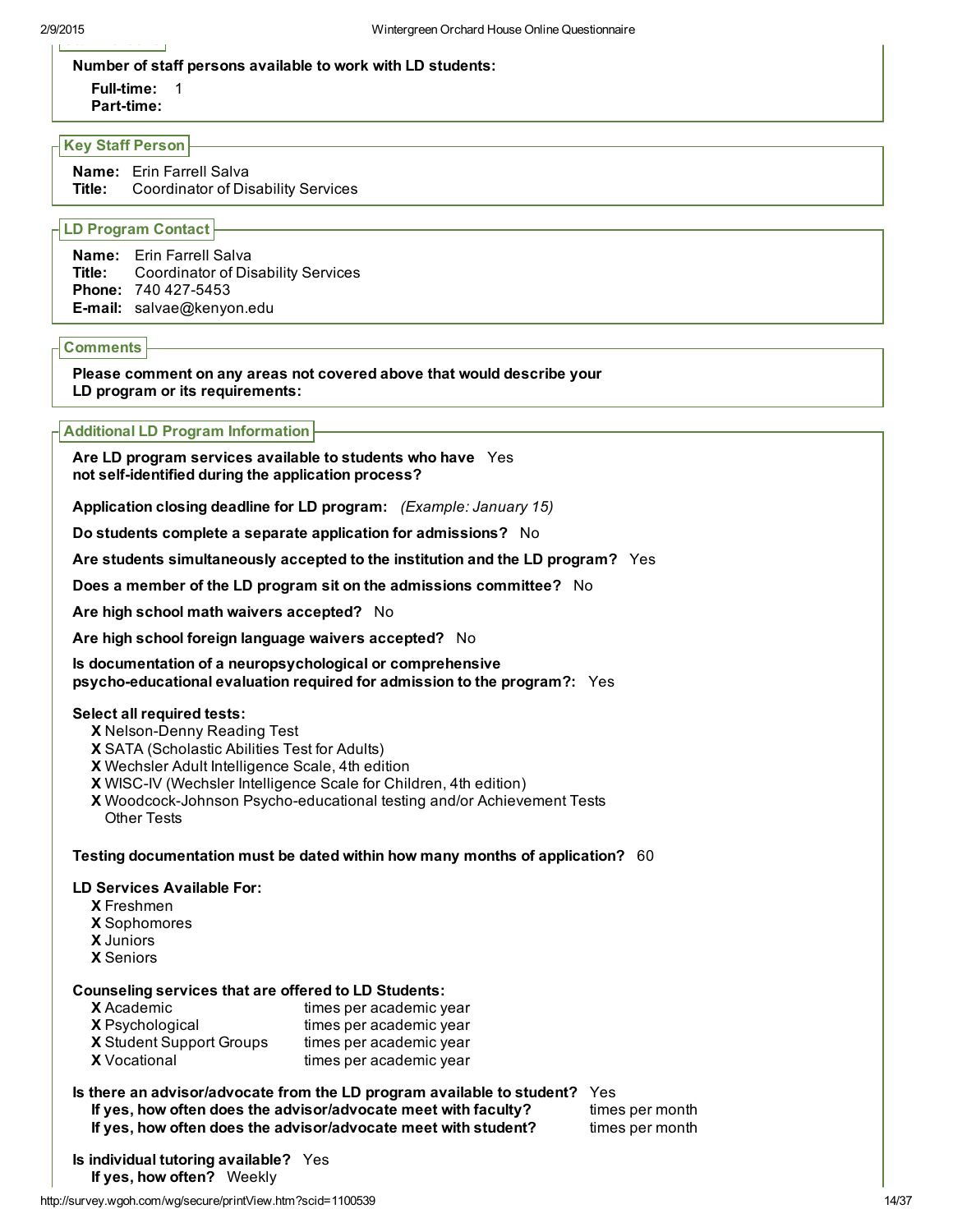**Number of staff persons available to work with LD students:**

**Full-time:** 1
**Part-time:**

## Key Staff Person

**Name:** Erin Farrell Salva
**Title:** Coordinator of Disability Services

## LD Program Contact

**Name:** Erin Farrell Salva
**Title:** Coordinator of Disability Services
**Phone:** 740 427-5453
**E-mail:** salvae@kenyon.edu

## Comments

**Please comment on any areas not covered above that would describe your LD program or its requirements:**

## Additional LD Program Information

**Are LD program services available to students who have not self-identified during the application process?** Yes

**Application closing deadline for LD program:** *(Example: January 15)*

**Do students complete a separate application for admissions?** No

**Are students simultaneously accepted to the institution and the LD program?** Yes

**Does a member of the LD program sit on the admissions committee?** No

**Are high school math waivers accepted?** No

**Are high school foreign language waivers accepted?** No

**Is documentation of a neuropsychological or comprehensive psycho-educational evaluation required for admission to the program?:** Yes

**Select all required tests:**

- **X** Nelson-Denny Reading Test
- **X** SATA (Scholastic Abilities Test for Adults)
- **X** Wechsler Adult Intelligence Scale, 4th edition
- **X** WISC-IV (Wechsler Intelligence Scale for Children, 4th edition)
- **X** Woodcock-Johnson Psycho-educational testing and/or Achievement Tests
- Other Tests

**Testing documentation must be dated within how many months of application?** 60

**LD Services Available For:**

- **X** Freshmen
- **X** Sophomores
- **X** Juniors
- **X** Seniors

**Counseling services that are offered to LD Students:**

- **X** Academic — times per academic year
- **X** Psychological — times per academic year
- **X** Student Support Groups — times per academic year
- **X** Vocational — times per academic year

**Is there an advisor/advocate from the LD program available to student?** Yes
**If yes, how often does the advisor/advocate meet with faculty?** times per month
**If yes, how often does the advisor/advocate meet with student?** times per month

**Is individual tutoring available?** Yes
**If yes, how often?** Weekly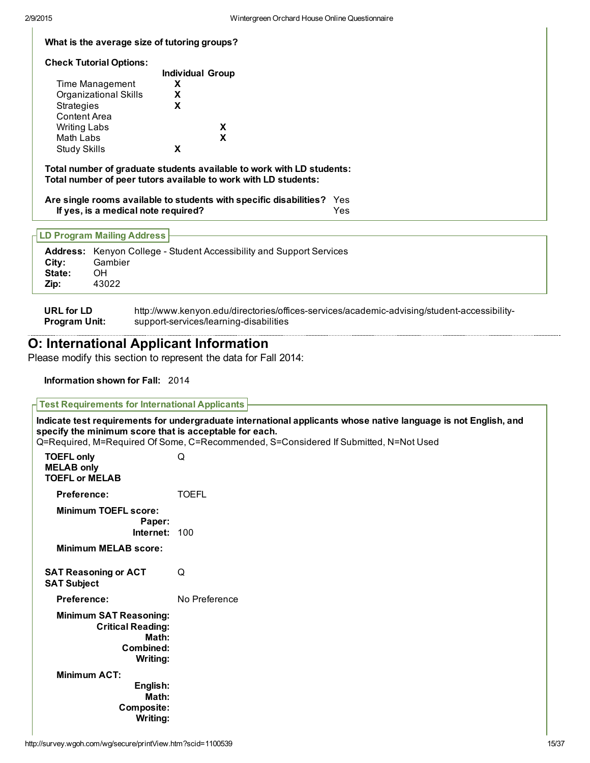**What is the average size of tutoring groups?**

**Check Tutorial Options:**

| | Individual | Group |
|---|---|---|
| Time Management | X | |
| Organizational Skills | X | |
| Strategies | X | |
| Content Area | | |
| Writing Labs | | X |
| Math Labs | | X |
| Study Skills | X | |

**Total number of graduate students available to work with LD students:**
**Total number of peer tutors available to work with LD students:**

**Are single rooms available to students with specific disabilities?** Yes
**If yes, is a medical note required?** Yes

**LD Program Mailing Address**

**Address:** Kenyon College - Student Accessibility and Support Services
**City:** Gambier
**State:** OH
**Zip:** 43022

**URL for LD Program Unit:** http://www.kenyon.edu/directories/offices-services/academic-advising/student-accessibility-support-services/learning-disabilities

## O: International Applicant Information

Please modify this section to represent the data for Fall 2014:

**Information shown for Fall:** 2014

**Test Requirements for International Applicants**

**Indicate test requirements for undergraduate international applicants whose native language is not English, and specify the minimum score that is acceptable for each.**
Q=Required, M=Required Of Some, C=Recommended, S=Considered If Submitted, N=Not Used

**TOEFL only** Q
**MELAB only**
**TOEFL or MELAB**

**Preference:** TOEFL

**Minimum TOEFL score:**
**Paper:**
**Internet:** 100

**Minimum MELAB score:**

**SAT Reasoning or ACT** Q
**SAT Subject**

**Preference:** No Preference

**Minimum SAT Reasoning:**
**Critical Reading:**
**Math:**
**Combined:**
**Writing:**

**Minimum ACT:**
**English:**
**Math:**
**Composite:**
**Writing:**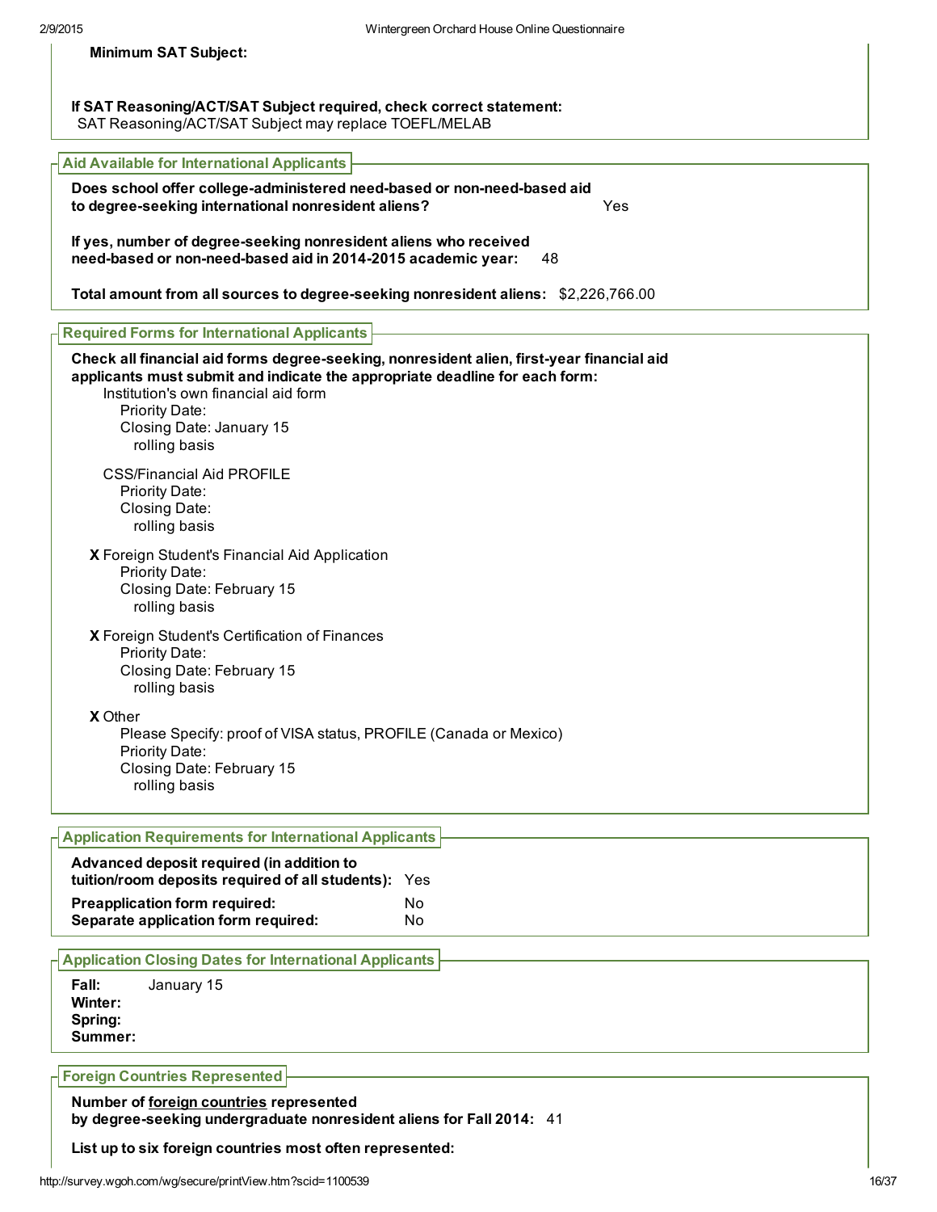**Minimum SAT Subject:**

**If SAT Reasoning/ACT/SAT Subject required, check correct statement:**
SAT Reasoning/ACT/SAT Subject may replace TOEFL/MELAB

## Aid Available for International Applicants

**Does school offer college-administered need-based or non-need-based aid to degree-seeking international nonresident aliens?** Yes

**If yes, number of degree-seeking nonresident aliens who received need-based or non-need-based aid in 2014-2015 academic year:** 48

**Total amount from all sources to degree-seeking nonresident aliens:** $2,226,766.00

## Required Forms for International Applicants

**Check all financial aid forms degree-seeking, nonresident alien, first-year financial aid applicants must submit and indicate the appropriate deadline for each form:**

Institution's own financial aid form
- Priority Date:
- Closing Date: January 15
- rolling basis

CSS/Financial Aid PROFILE
- Priority Date:
- Closing Date:
- rolling basis

**X** Foreign Student's Financial Aid Application
- Priority Date:
- Closing Date: February 15
- rolling basis

**X** Foreign Student's Certification of Finances
- Priority Date:
- Closing Date: February 15
- rolling basis

**X** Other
- Please Specify: proof of VISA status, PROFILE (Canada or Mexico)
- Priority Date:
- Closing Date: February 15
- rolling basis

## Application Requirements for International Applicants

**Advanced deposit required (in addition to tuition/room deposits required of all students):** Yes

**Preapplication form required:** No

**Separate application form required:** No

## Application Closing Dates for International Applicants

**Fall:** January 15
**Winter:**
**Spring:**
**Summer:**

## Foreign Countries Represented

**Number of foreign countries represented by degree-seeking undergraduate nonresident aliens for Fall 2014:** 41

**List up to six foreign countries most often represented:**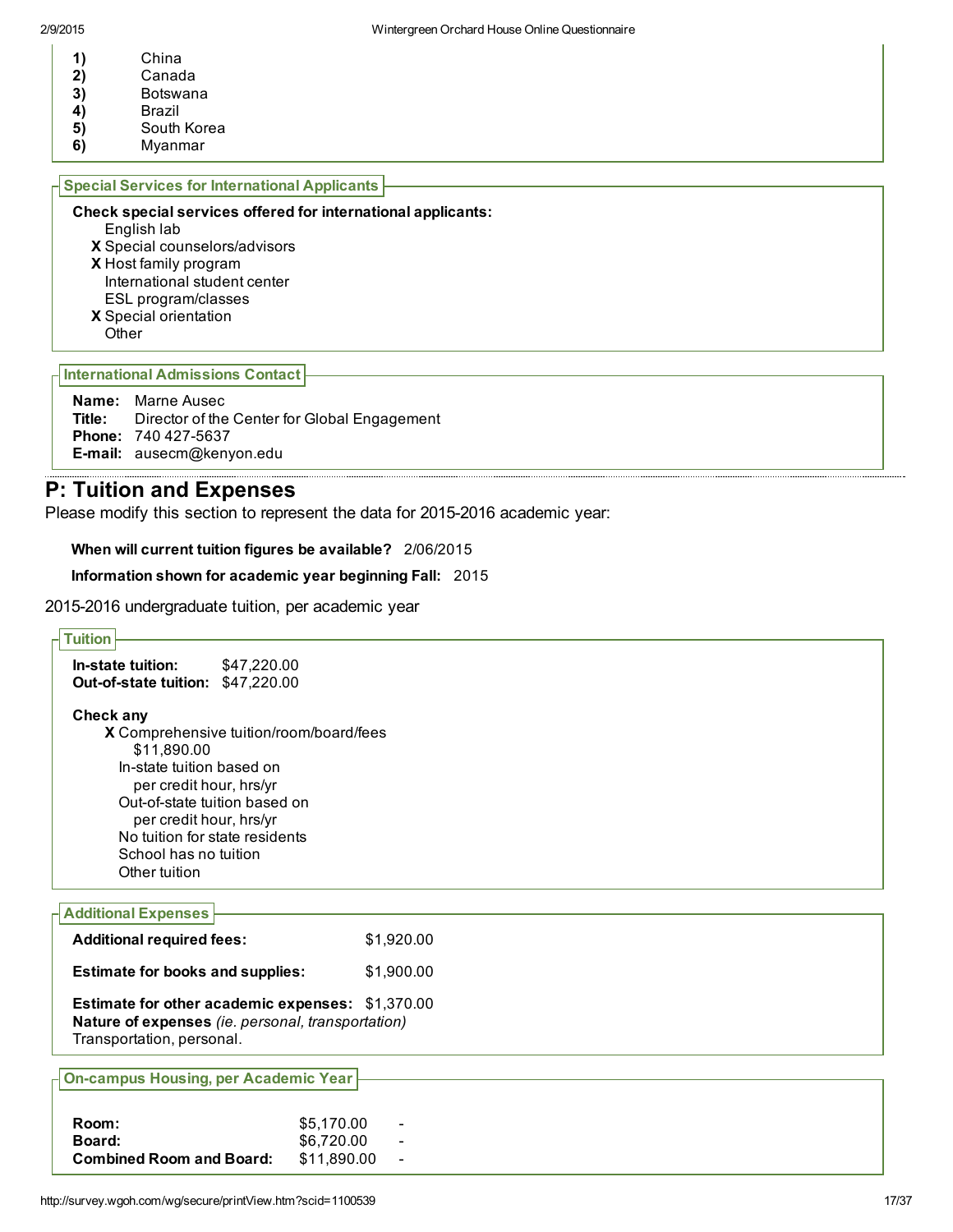1) China
2) Canada
3) Botswana
4) Brazil
5) South Korea
6) Myanmar

### Special Services for International Applicants

**Check special services offered for international applicants:**

- English lab
- X Special counselors/advisors
- X Host family program
- International student center
- ESL program/classes
- X Special orientation
- Other

### International Admissions Contact

**Name:** Marne Ausec
**Title:** Director of the Center for Global Engagement
**Phone:** 740 427-5637
**E-mail:** ausecm@kenyon.edu

## P: Tuition and Expenses

Please modify this section to represent the data for 2015-2016 academic year:

**When will current tuition figures be available?** 2/06/2015

**Information shown for academic year beginning Fall:** 2015

2015-2016 undergraduate tuition, per academic year

### Tuition

**In-state tuition:** $47,220.00
**Out-of-state tuition:** $47,220.00

**Check any**

- X Comprehensive tuition/room/board/fees
  $11,890.00
- In-state tuition based on
  per credit hour, hrs/yr
- Out-of-state tuition based on
  per credit hour, hrs/yr
- No tuition for state residents
- School has no tuition
- Other tuition

### Additional Expenses

**Additional required fees:** $1,920.00

**Estimate for books and supplies:** $1,900.00

**Estimate for other academic expenses:** $1,370.00
**Nature of expenses** *(ie. personal, transportation)*
Transportation, personal.

### On-campus Housing, per Academic Year

| | | |
|---|---|---|
| **Room:** | $5,170.00 | - |
| **Board:** | $6,720.00 | - |
| **Combined Room and Board:** | $11,890.00 | - |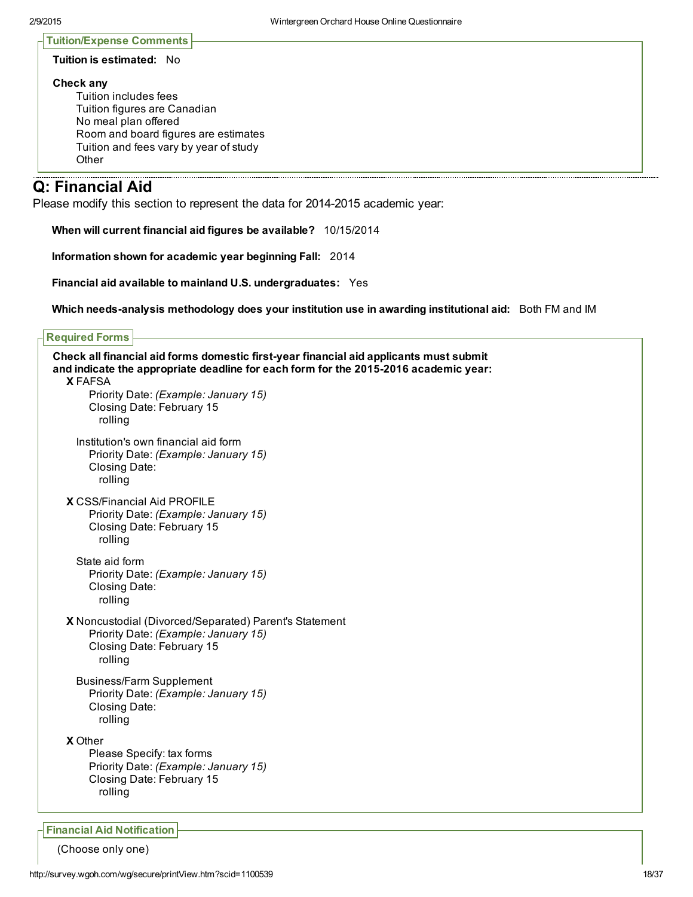**Tuition/Expense Comments**

**Tuition is estimated:** No

**Check any**

- Tuition includes fees
- Tuition figures are Canadian
- No meal plan offered
- Room and board figures are estimates
- Tuition and fees vary by year of study
- Other

## Q: Financial Aid

Please modify this section to represent the data for 2014-2015 academic year:

**When will current financial aid figures be available?** 10/15/2014

**Information shown for academic year beginning Fall:** 2014

**Financial aid available to mainland U.S. undergraduates:** Yes

**Which needs-analysis methodology does your institution use in awarding institutional aid:** Both FM and IM

**Required Forms**

**Check all financial aid forms domestic first-year financial aid applicants must submit and indicate the appropriate deadline for each form for the 2015-2016 academic year:**

**X** FAFSA
- Priority Date: *(Example: January 15)*
- Closing Date: February 15
  - rolling

Institution's own financial aid form
- Priority Date: *(Example: January 15)*
- Closing Date:
  - rolling

**X** CSS/Financial Aid PROFILE
- Priority Date: *(Example: January 15)*
- Closing Date: February 15
  - rolling

State aid form
- Priority Date: *(Example: January 15)*
- Closing Date:
  - rolling

**X** Noncustodial (Divorced/Separated) Parent's Statement
- Priority Date: *(Example: January 15)*
- Closing Date: February 15
  - rolling

Business/Farm Supplement
- Priority Date: *(Example: January 15)*
- Closing Date:
  - rolling

**X** Other
- Please Specify: tax forms
- Priority Date: *(Example: January 15)*
- Closing Date: February 15
  - rolling

**Financial Aid Notification**

(Choose only one)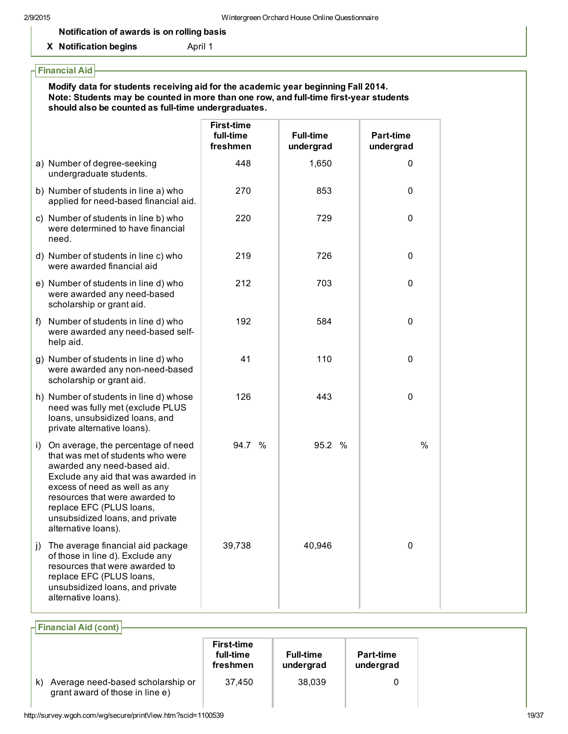**Notification of awards is on rolling basis**

**X Notification begins** April 1

## Financial Aid

**Modify data for students receiving aid for the academic year beginning Fall 2014.**
**Note: Students may be counted in more than one row, and full-time first-year students should also be counted as full-time undergraduates.**

| | First-time full-time freshmen | Full-time undergrad | Part-time undergrad |
|---|---|---|---|
| a) Number of degree-seeking undergraduate students. | 448 | 1,650 | 0 |
| b) Number of students in line a) who applied for need-based financial aid. | 270 | 853 | 0 |
| c) Number of students in line b) who were determined to have financial need. | 220 | 729 | 0 |
| d) Number of students in line c) who were awarded financial aid | 219 | 726 | 0 |
| e) Number of students in line d) who were awarded any need-based scholarship or grant aid. | 212 | 703 | 0 |
| f) Number of students in line d) who were awarded any need-based self-help aid. | 192 | 584 | 0 |
| g) Number of students in line d) who were awarded any non-need-based scholarship or grant aid. | 41 | 110 | 0 |
| h) Number of students in line d) whose need was fully met (exclude PLUS loans, unsubsidized loans, and private alternative loans). | 126 | 443 | 0 |
| i) On average, the percentage of need that was met of students who were awarded any need-based aid. Exclude any aid that was awarded in excess of need as well as any resources that were awarded to replace EFC (PLUS loans, unsubsidized loans, and private alternative loans). | 94.7 % | 95.2 % | % |
| j) The average financial aid package of those in line d). Exclude any resources that were awarded to replace EFC (PLUS loans, unsubsidized loans, and private alternative loans). | 39,738 | 40,946 | 0 |

## Financial Aid (cont)

| | First-time full-time freshmen | Full-time undergrad | Part-time undergrad |
|---|---|---|---|
| k) Average need-based scholarship or grant award of those in line e) | 37,450 | 38,039 | 0 |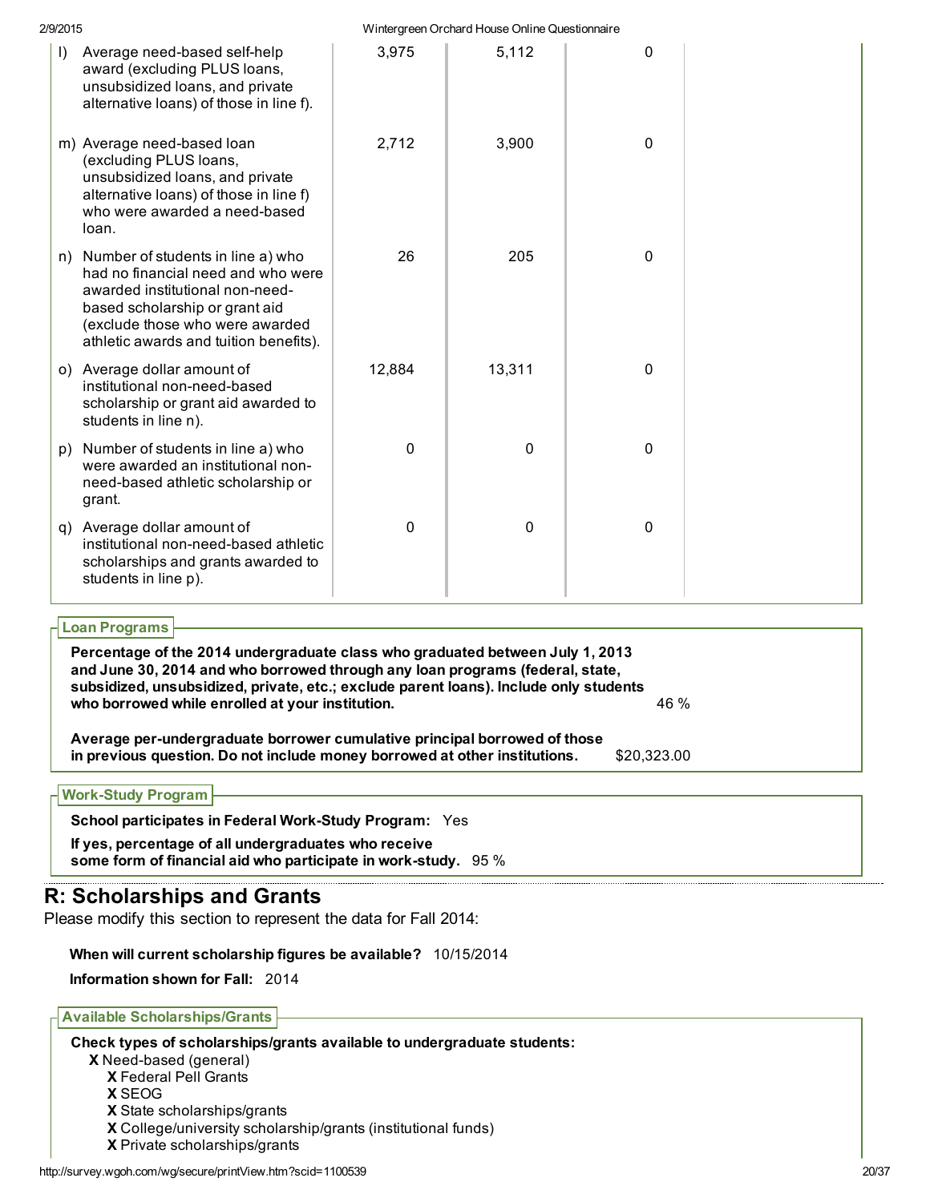| | | | |
|---|---|---|---|
| l) Average need-based self-help award (excluding PLUS loans, unsubsidized loans, and private alternative loans) of those in line f). | 3,975 | 5,112 | 0 |
| m) Average need-based loan (excluding PLUS loans, unsubsidized loans, and private alternative loans) of those in line f) who were awarded a need-based loan. | 2,712 | 3,900 | 0 |
| n) Number of students in line a) who had no financial need and who were awarded institutional non-need-based scholarship or grant aid (exclude those who were awarded athletic awards and tuition benefits). | 26 | 205 | 0 |
| o) Average dollar amount of institutional non-need-based scholarship or grant aid awarded to students in line n). | 12,884 | 13,311 | 0 |
| p) Number of students in line a) who were awarded an institutional non-need-based athletic scholarship or grant. | 0 | 0 | 0 |
| q) Average dollar amount of institutional non-need-based athletic scholarships and grants awarded to students in line p). | 0 | 0 | 0 |

**Loan Programs**

**Percentage of the 2014 undergraduate class who graduated between July 1, 2013 and June 30, 2014 and who borrowed through any loan programs (federal, state, subsidized, unsubsidized, private, etc.; exclude parent loans). Include only students who borrowed while enrolled at your institution.** 46 %

**Average per-undergraduate borrower cumulative principal borrowed of those in previous question. Do not include money borrowed at other institutions.** $20,323.00

**Work-Study Program**

**School participates in Federal Work-Study Program:** Yes

**If yes, percentage of all undergraduates who receive some form of financial aid who participate in work-study.** 95 %

## R: Scholarships and Grants

Please modify this section to represent the data for Fall 2014:

**When will current scholarship figures be available?** 10/15/2014

**Information shown for Fall:** 2014

**Available Scholarships/Grants**

**Check types of scholarships/grants available to undergraduate students:**

- **X** Need-based (general)
  - **X** Federal Pell Grants
  - **X** SEOG
  - **X** State scholarships/grants
  - **X** College/university scholarship/grants (institutional funds)
  - **X** Private scholarships/grants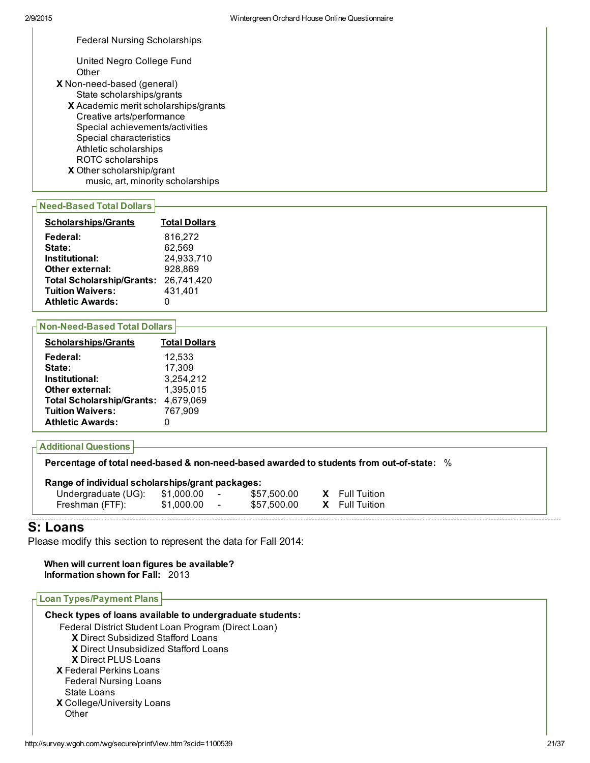Federal Nursing Scholarships

United Negro College Fund

Other

**X** Non-need-based (general)

- State scholarships/grants
- **X** Academic merit scholarships/grants
- Creative arts/performance
- Special achievements/activities
- Special characteristics
- Athletic scholarships
- ROTC scholarships
- **X** Other scholarship/grant
  - music, art, minority scholarships

### Need-Based Total Dollars

| Scholarships/Grants | Total Dollars |
|---|---|
| **Federal:** | 816,272 |
| **State:** | 62,569 |
| **Institutional:** | 24,933,710 |
| **Other external:** | 928,869 |
| **Total Scholarship/Grants:** | 26,741,420 |
| **Tuition Waivers:** | 431,401 |
| **Athletic Awards:** | 0 |

### Non-Need-Based Total Dollars

| Scholarships/Grants | Total Dollars |
|---|---|
| **Federal:** | 12,533 |
| **State:** | 17,309 |
| **Institutional:** | 3,254,212 |
| **Other external:** | 1,395,015 |
| **Total Scholarship/Grants:** | 4,679,069 |
| **Tuition Waivers:** | 767,909 |
| **Athletic Awards:** | 0 |

### Additional Questions

**Percentage of total need-based & non-need-based awarded to students from out-of-state:** %

**Range of individual scholarships/grant packages:**

| | | | | | |
|---|---|---|---|---|---|
| Undergraduate (UG): | $1,000.00 | - | $57,500.00 | X | Full Tuition |
| Freshman (FTF): | $1,000.00 | - | $57,500.00 | X | Full Tuition |

## S: Loans

Please modify this section to represent the data for Fall 2014:

**When will current loan figures be available?**
**Information shown for Fall:** 2013

### Loan Types/Payment Plans

**Check types of loans available to undergraduate students:**

Federal District Student Loan Program (Direct Loan)

- **X** Direct Subsidized Stafford Loans
- **X** Direct Unsubsidized Stafford Loans
- **X** Direct PLUS Loans

**X** Federal Perkins Loans

Federal Nursing Loans

State Loans

**X** College/University Loans

Other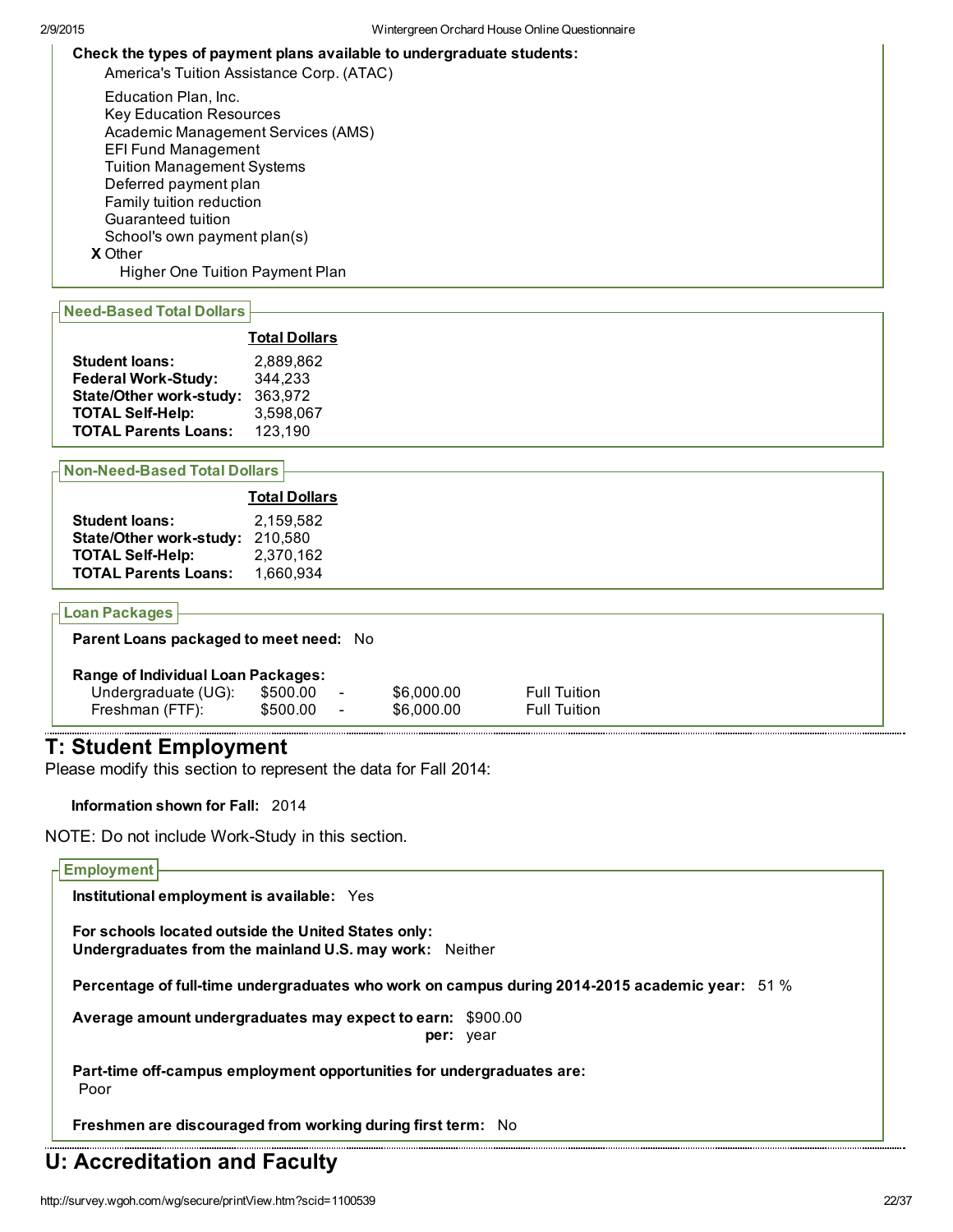**Check the types of payment plans available to undergraduate students:**

America's Tuition Assistance Corp. (ATAC)

Education Plan, Inc.
Key Education Resources
Academic Management Services (AMS)
EFI Fund Management
Tuition Management Systems
Deferred payment plan
Family tuition reduction
Guaranteed tuition
School's own payment plan(s)
X Other
Higher One Tuition Payment Plan

### Need-Based Total Dollars

| | Total Dollars |
|---|---|
| **Student loans:** | 2,889,862 |
| **Federal Work-Study:** | 344,233 |
| **State/Other work-study:** | 363,972 |
| **TOTAL Self-Help:** | 3,598,067 |
| **TOTAL Parents Loans:** | 123,190 |

### Non-Need-Based Total Dollars

| | Total Dollars |
|---|---|
| **Student loans:** | 2,159,582 |
| **State/Other work-study:** | 210,580 |
| **TOTAL Self-Help:** | 2,370,162 |
| **TOTAL Parents Loans:** | 1,660,934 |

### Loan Packages

**Parent Loans packaged to meet need:** No

**Range of Individual Loan Packages:**

| | | | | |
|---|---|---|---|---|
| Undergraduate (UG): | $500.00 | - | $6,000.00 | Full Tuition |
| Freshman (FTF): | $500.00 | - | $6,000.00 | Full Tuition |

# T: Student Employment

Please modify this section to represent the data for Fall 2014:

**Information shown for Fall:** 2014

NOTE: Do not include Work-Study in this section.

### Employment

**Institutional employment is available:** Yes

**For schools located outside the United States only:**
**Undergraduates from the mainland U.S. may work:** Neither

**Percentage of full-time undergraduates who work on campus during 2014-2015 academic year:** 51 %

**Average amount undergraduates may expect to earn:** $900.00
**per:** year

**Part-time off-campus employment opportunities for undergraduates are:**
Poor

**Freshmen are discouraged from working during first term:** No

# U: Accreditation and Faculty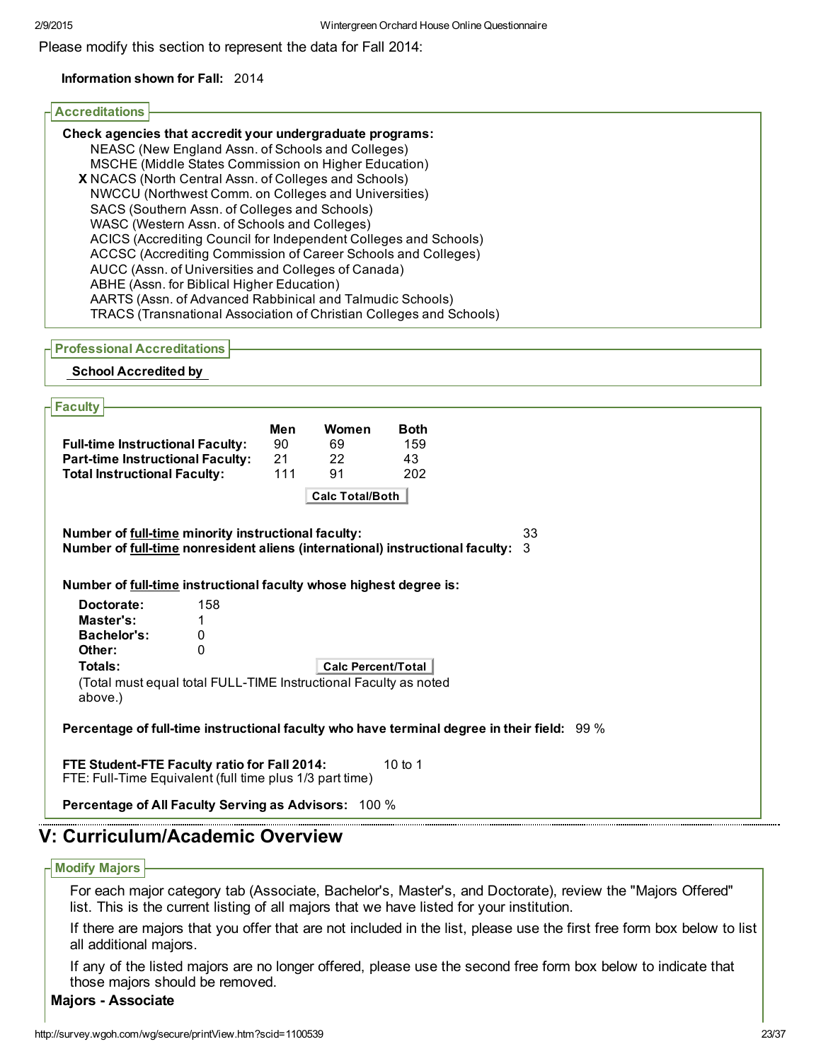Please modify this section to represent the data for Fall 2014:

**Information shown for Fall:** 2014

### Accreditations

**Check agencies that accredit your undergraduate programs:**

- NEASC (New England Assn. of Schools and Colleges)
- MSCHE (Middle States Commission on Higher Education)
- **X** NCACS (North Central Assn. of Colleges and Schools)
- NWCCU (Northwest Comm. on Colleges and Universities)
- SACS (Southern Assn. of Colleges and Schools)
- WASC (Western Assn. of Schools and Colleges)
- ACICS (Accrediting Council for Independent Colleges and Schools)
- ACCSC (Accrediting Commission of Career Schools and Colleges)
- AUCC (Assn. of Universities and Colleges of Canada)
- ABHE (Assn. for Biblical Higher Education)
- AARTS (Assn. of Advanced Rabbinical and Talmudic Schools)
- TRACS (Transnational Association of Christian Colleges and Schools)

### Professional Accreditations

**School Accredited by**

### Faculty

| | Men | Women | Both |
|---|---|---|---|
| **Full-time Instructional Faculty:** | 90 | 69 | 159 |
| **Part-time Instructional Faculty:** | 21 | 22 | 43 |
| **Total Instructional Faculty:** | 111 | 91 | 202 |

Calc Total/Both

**Number of full-time minority instructional faculty:** 33

**Number of full-time nonresident aliens (international) instructional faculty:** 3

**Number of full-time instructional faculty whose highest degree is:**

| | |
|---|---|
| **Doctorate:** | 158 |
| **Master's:** | 1 |
| **Bachelor's:** | 0 |
| **Other:** | 0 |
| **Totals:** | |

Calc Percent/Total

(Total must equal total FULL-TIME Instructional Faculty as noted above.)

**Percentage of full-time instructional faculty who have terminal degree in their field:** 99 %

**FTE Student-FTE Faculty ratio for Fall 2014:** 10 to 1

FTE: Full-Time Equivalent (full time plus 1/3 part time)

**Percentage of All Faculty Serving as Advisors:** 100 %

# V: Curriculum/Academic Overview

### Modify Majors

For each major category tab (Associate, Bachelor's, Master's, and Doctorate), review the "Majors Offered" list. This is the current listing of all majors that we have listed for your institution.

If there are majors that you offer that are not included in the list, please use the first free form box below to list all additional majors.

If any of the listed majors are no longer offered, please use the second free form box below to indicate that those majors should be removed.

**Majors - Associate**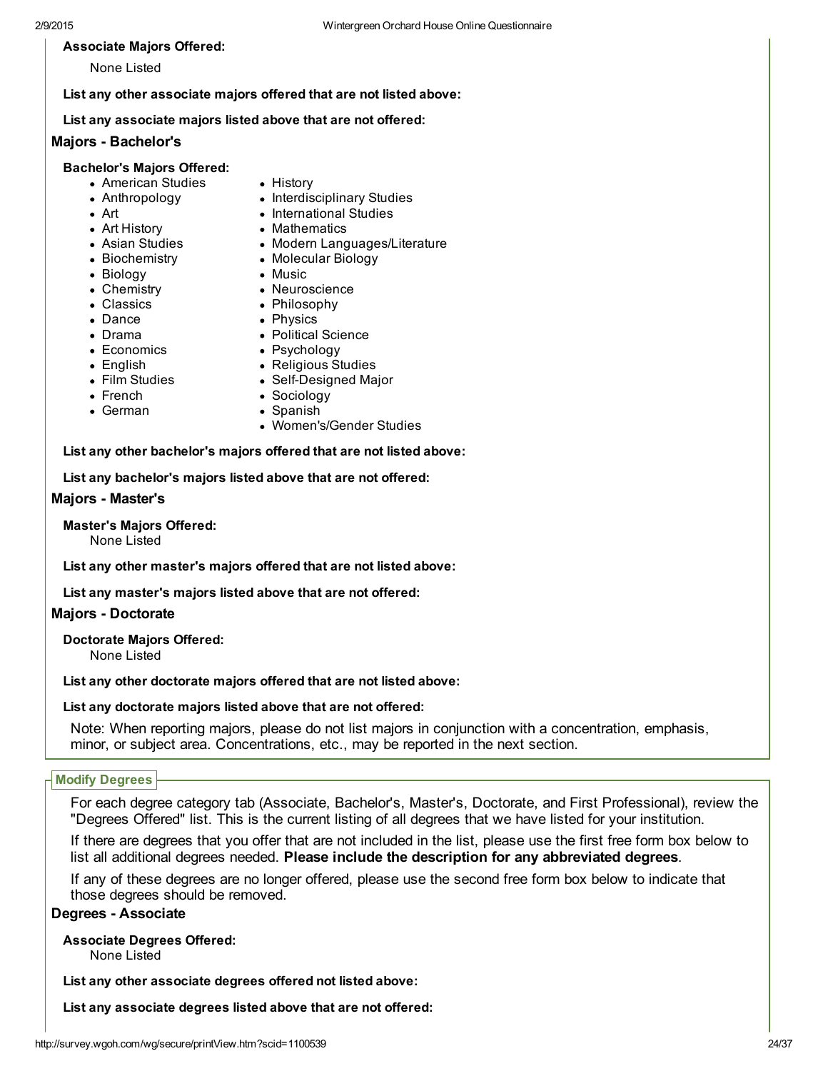**Associate Majors Offered:**

None Listed

**List any other associate majors offered that are not listed above:**

**List any associate majors listed above that are not offered:**

### Majors - Bachelor's

**Bachelor's Majors Offered:**

- American Studies
- Anthropology
- Art
- Art History
- Asian Studies
- Biochemistry
- Biology
- Chemistry
- Classics
- Dance
- Drama
- Economics
- English
- Film Studies
- French
- German
- History
- Interdisciplinary Studies
- International Studies
- Mathematics
- Modern Languages/Literature
- Molecular Biology
- Music
- Neuroscience
- Philosophy
- Physics
- Political Science
- Psychology
- Religious Studies
- Self-Designed Major
- Sociology
- Spanish
- Women's/Gender Studies

**List any other bachelor's majors offered that are not listed above:**

**List any bachelor's majors listed above that are not offered:**

### Majors - Master's

**Master's Majors Offered:**

None Listed

**List any other master's majors offered that are not listed above:**

**List any master's majors listed above that are not offered:**

### Majors - Doctorate

**Doctorate Majors Offered:**

None Listed

**List any other doctorate majors offered that are not listed above:**

**List any doctorate majors listed above that are not offered:**

Note: When reporting majors, please do not list majors in conjunction with a concentration, emphasis, minor, or subject area. Concentrations, etc., may be reported in the next section.

## Modify Degrees

For each degree category tab (Associate, Bachelor's, Master's, Doctorate, and First Professional), review the "Degrees Offered" list. This is the current listing of all degrees that we have listed for your institution.

If there are degrees that you offer that are not included in the list, please use the first free form box below to list all additional degrees needed. **Please include the description for any abbreviated degrees**.

If any of these degrees are no longer offered, please use the second free form box below to indicate that those degrees should be removed.

### Degrees - Associate

**Associate Degrees Offered:**

None Listed

**List any other associate degrees offered not listed above:**

**List any associate degrees listed above that are not offered:**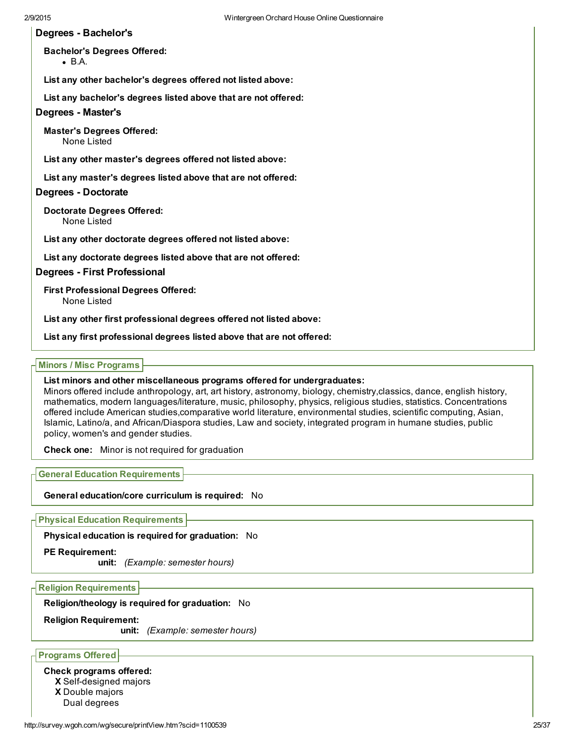## Degrees - Bachelor's

**Bachelor's Degrees Offered:**

- B.A.

**List any other bachelor's degrees offered not listed above:**

**List any bachelor's degrees listed above that are not offered:**

## Degrees - Master's

**Master's Degrees Offered:**
None Listed

**List any other master's degrees offered not listed above:**

**List any master's degrees listed above that are not offered:**

## Degrees - Doctorate

**Doctorate Degrees Offered:**
None Listed

**List any other doctorate degrees offered not listed above:**

**List any doctorate degrees listed above that are not offered:**

## Degrees - First Professional

**First Professional Degrees Offered:**
None Listed

**List any other first professional degrees offered not listed above:**

**List any first professional degrees listed above that are not offered:**

## Minors / Misc Programs

**List minors and other miscellaneous programs offered for undergraduates:**
Minors offered include anthropology, art, art history, astronomy, biology, chemistry,classics, dance, english history, mathematics, modern languages/literature, music, philosophy, physics, religious studies, statistics. Concentrations offered include American studies,comparative world literature, environmental studies, scientific computing, Asian, Islamic, Latino/a, and African/Diaspora studies, Law and society, integrated program in humane studies, public policy, women's and gender studies.

**Check one:** Minor is not required for graduation

## General Education Requirements

**General education/core curriculum is required:** No

## Physical Education Requirements

**Physical education is required for graduation:** No

**PE Requirement:**
**unit:** *(Example: semester hours)*

## Religion Requirements

**Religion/theology is required for graduation:** No

**Religion Requirement:**
**unit:** *(Example: semester hours)*

## Programs Offered

**Check programs offered:**

- **X** Self-designed majors
- **X** Double majors
- Dual degrees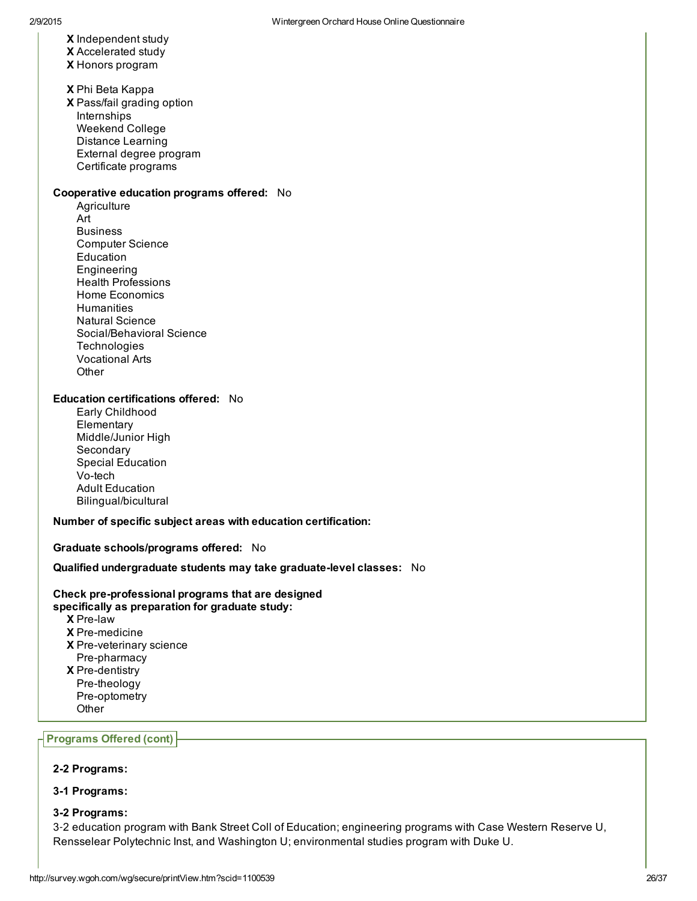**X** Independent study
**X** Accelerated study
**X** Honors program

**X** Phi Beta Kappa
**X** Pass/fail grading option
Internships
Weekend College
Distance Learning
External degree program
Certificate programs

**Cooperative education programs offered:** No

Agriculture
Art
Business
Computer Science
Education
Engineering
Health Professions
Home Economics
Humanities
Natural Science
Social/Behavioral Science
Technologies
Vocational Arts
Other

**Education certifications offered:** No

Early Childhood
Elementary
Middle/Junior High
Secondary
Special Education
Vo-tech
Adult Education
Bilingual/bicultural

**Number of specific subject areas with education certification:**

**Graduate schools/programs offered:** No

**Qualified undergraduate students may take graduate-level classes:** No

**Check pre-professional programs that are designed specifically as preparation for graduate study:**

**X** Pre-law
**X** Pre-medicine
**X** Pre-veterinary science
Pre-pharmacy
**X** Pre-dentistry
Pre-theology
Pre-optometry
Other

## Programs Offered (cont)

**2-2 Programs:**

**3-1 Programs:**

**3-2 Programs:**
3-2 education program with Bank Street Coll of Education; engineering programs with Case Western Reserve U, Rensselear Polytechnic Inst, and Washington U; environmental studies program with Duke U.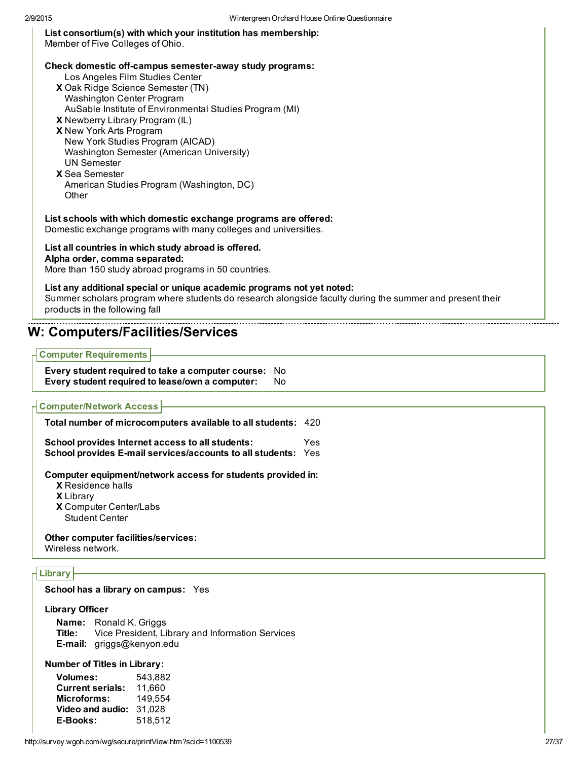**List consortium(s) with which your institution has membership:**
Member of Five Colleges of Ohio.

**Check domestic off-campus semester-away study programs:**

- Los Angeles Film Studies Center
- **X** Oak Ridge Science Semester (TN)
- Washington Center Program
- AuSable Institute of Environmental Studies Program (MI)
- **X** Newberry Library Program (IL)
- **X** New York Arts Program
- New York Studies Program (AICAD)
- Washington Semester (American University)
- UN Semester
- **X** Sea Semester
- American Studies Program (Washington, DC)
- Other

**List schools with which domestic exchange programs are offered:**
Domestic exchange programs with many colleges and universities.

**List all countries in which study abroad is offered.**
**Alpha order, comma separated:**
More than 150 study abroad programs in 50 countries.

**List any additional special or unique academic programs not yet noted:**
Summer scholars program where students do research alongside faculty during the summer and present their products in the following fall

## W: Computers/Facilities/Services

### Computer Requirements

**Every student required to take a computer course:** No
**Every student required to lease/own a computer:** No

### Computer/Network Access

**Total number of microcomputers available to all students:** 420

**School provides Internet access to all students:** Yes
**School provides E-mail services/accounts to all students:** Yes

**Computer equipment/network access for students provided in:**

- **X** Residence halls
- **X** Library
- **X** Computer Center/Labs
- Student Center

**Other computer facilities/services:**
Wireless network.

### Library

**School has a library on campus:** Yes

**Library Officer**

**Name:** Ronald K. Griggs
**Title:** Vice President, Library and Information Services
**E-mail:** griggs@kenyon.edu

**Number of Titles in Library:**

| | |
|---|---|
| **Volumes:** | 543,882 |
| **Current serials:** | 11,660 |
| **Microforms:** | 149,554 |
| **Video and audio:** | 31,028 |
| **E-Books:** | 518,512 |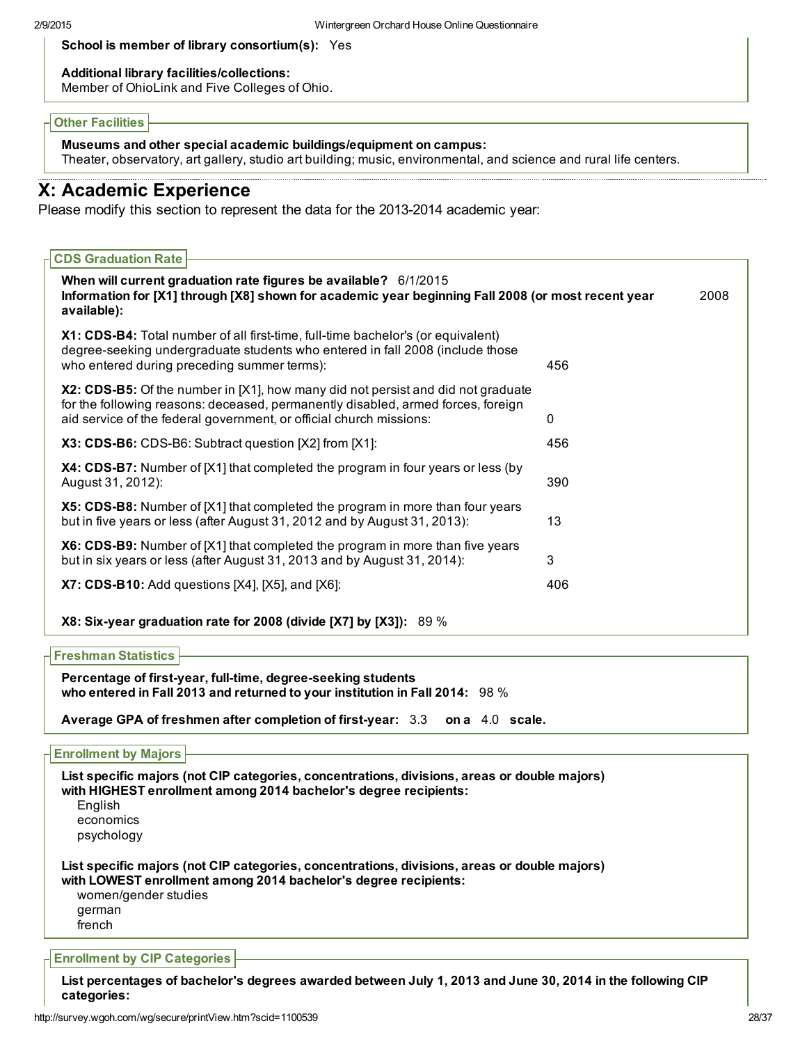**School is member of library consortium(s):** Yes

**Additional library facilities/collections:**
Member of OhioLink and Five Colleges of Ohio.

### Other Facilities

**Museums and other special academic buildings/equipment on campus:**
Theater, observatory, art gallery, studio art building; music, environmental, and science and rural life centers.

## X: Academic Experience

Please modify this section to represent the data for the 2013-2014 academic year:

### CDS Graduation Rate

**When will current graduation rate figures be available?** 6/1/2015

**Information for [X1] through [X8] shown for academic year beginning Fall 2008 (or most recent year available):** 2008

| | |
|---|---|
| **X1: CDS-B4:** Total number of all first-time, full-time bachelor's (or equivalent) degree-seeking undergraduate students who entered in fall 2008 (include those who entered during preceding summer terms): | 456 |
| **X2: CDS-B5:** Of the number in [X1], how many did not persist and did not graduate for the following reasons: deceased, permanently disabled, armed forces, foreign aid service of the federal government, or official church missions: | 0 |
| **X3: CDS-B6:** CDS-B6: Subtract question [X2] from [X1]: | 456 |
| **X4: CDS-B7:** Number of [X1] that completed the program in four years or less (by August 31, 2012): | 390 |
| **X5: CDS-B8:** Number of [X1] that completed the program in more than four years but in five years or less (after August 31, 2012 and by August 31, 2013): | 13 |
| **X6: CDS-B9:** Number of [X1] that completed the program in more than five years but in six years or less (after August 31, 2013 and by August 31, 2014): | 3 |
| **X7: CDS-B10:** Add questions [X4], [X5], and [X6]: | 406 |

**X8: Six-year graduation rate for 2008 (divide [X7] by [X3]):** 89 %

### Freshman Statistics

**Percentage of first-year, full-time, degree-seeking students who entered in Fall 2013 and returned to your institution in Fall 2014:** 98 %

**Average GPA of freshmen after completion of first-year:** 3.3 **on a** 4.0 **scale.**

### Enrollment by Majors

**List specific majors (not CIP categories, concentrations, divisions, areas or double majors) with HIGHEST enrollment among 2014 bachelor's degree recipients:**

- English
- economics
- psychology

**List specific majors (not CIP categories, concentrations, divisions, areas or double majors) with LOWEST enrollment among 2014 bachelor's degree recipients:**

- women/gender studies
- german
- french

### Enrollment by CIP Categories

**List percentages of bachelor's degrees awarded between July 1, 2013 and June 30, 2014 in the following CIP categories:**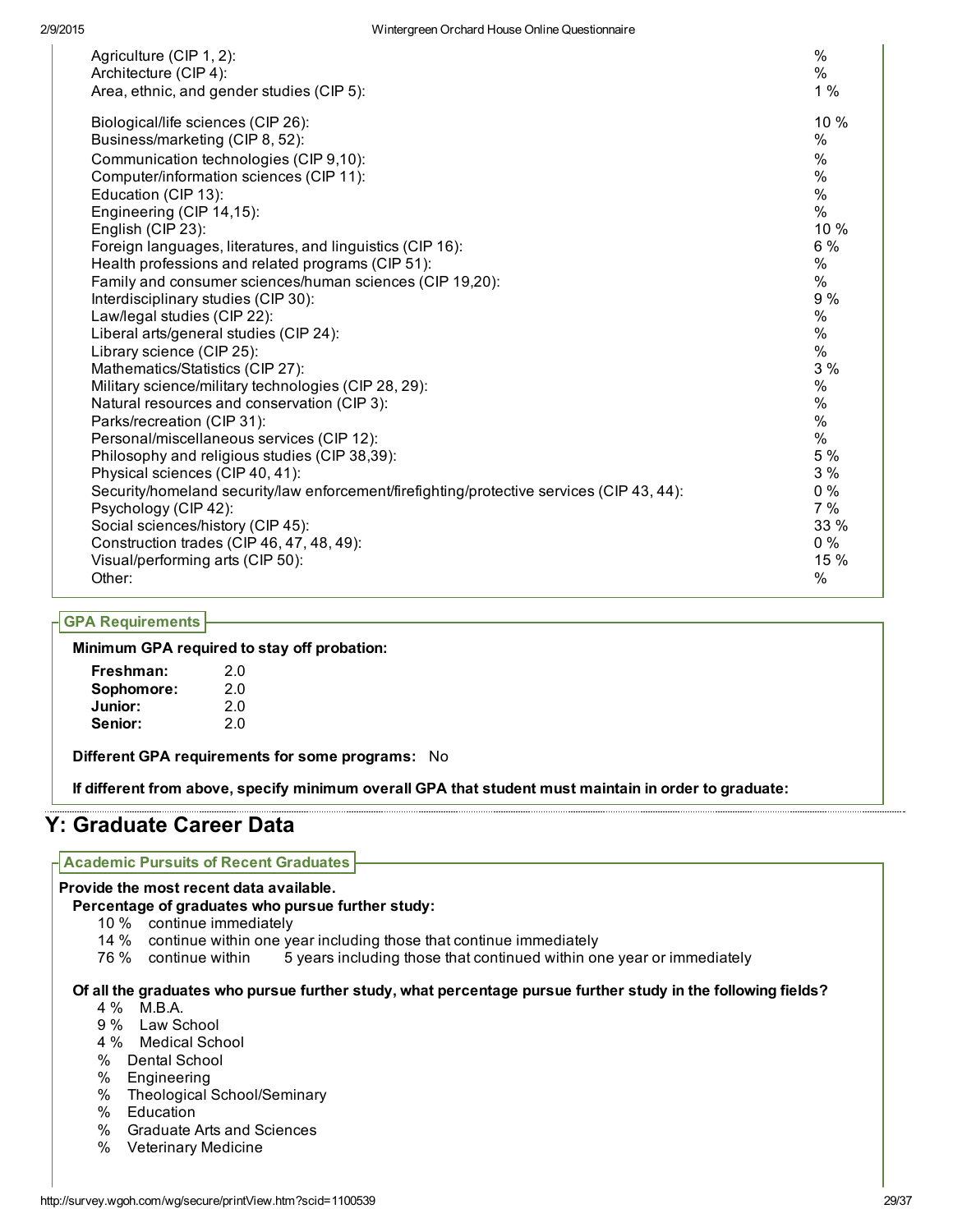| | |
|---|---|
| Agriculture (CIP 1, 2): | % |
| Architecture (CIP 4): | % |
| Area, ethnic, and gender studies (CIP 5): | 1 % |
| Biological/life sciences (CIP 26): | 10 % |
| Business/marketing (CIP 8, 52): | % |
| Communication technologies (CIP 9,10): | % |
| Computer/information sciences (CIP 11): | % |
| Education (CIP 13): | % |
| Engineering (CIP 14,15): | % |
| English (CIP 23): | 10 % |
| Foreign languages, literatures, and linguistics (CIP 16): | 6 % |
| Health professions and related programs (CIP 51): | % |
| Family and consumer sciences/human sciences (CIP 19,20): | % |
| Interdisciplinary studies (CIP 30): | 9 % |
| Law/legal studies (CIP 22): | % |
| Liberal arts/general studies (CIP 24): | % |
| Library science (CIP 25): | % |
| Mathematics/Statistics (CIP 27): | 3 % |
| Military science/military technologies (CIP 28, 29): | % |
| Natural resources and conservation (CIP 3): | % |
| Parks/recreation (CIP 31): | % |
| Personal/miscellaneous services (CIP 12): | % |
| Philosophy and religious studies (CIP 38,39): | 5 % |
| Physical sciences (CIP 40, 41): | 3 % |
| Security/homeland security/law enforcement/firefighting/protective services (CIP 43, 44): | 0 % |
| Psychology (CIP 42): | 7 % |
| Social sciences/history (CIP 45): | 33 % |
| Construction trades (CIP 46, 47, 48, 49): | 0 % |
| Visual/performing arts (CIP 50): | 15 % |
| Other: | % |

### GPA Requirements

**Minimum GPA required to stay off probation:**

| | |
|---|---|
| **Freshman:** | 2.0 |
| **Sophomore:** | 2.0 |
| **Junior:** | 2.0 |
| **Senior:** | 2.0 |

**Different GPA requirements for some programs:** No

**If different from above, specify minimum overall GPA that student must maintain in order to graduate:**

## Y: Graduate Career Data

### Academic Pursuits of Recent Graduates

**Provide the most recent data available.**

**Percentage of graduates who pursue further study:**

- 10 % continue immediately
- 14 % continue within one year including those that continue immediately
- 76 % continue within 5 years including those that continued within one year or immediately

**Of all the graduates who pursue further study, what percentage pursue further study in the following fields?**

- 4 % M.B.A.
- 9 % Law School
- 4 % Medical School
- % Dental School
- % Engineering
- % Theological School/Seminary
- % Education
- % Graduate Arts and Sciences
- % Veterinary Medicine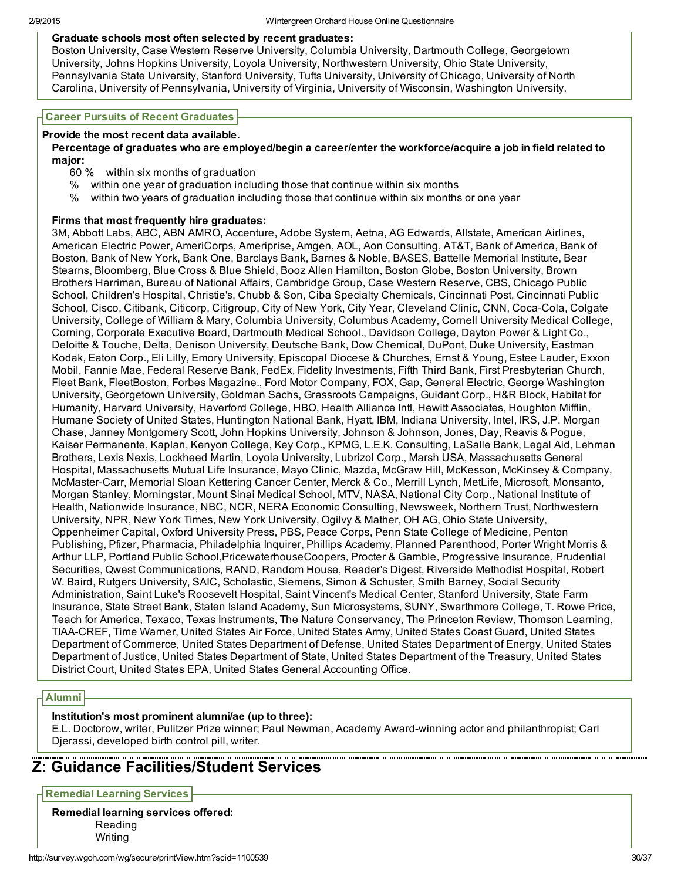**Graduate schools most often selected by recent graduates:**

Boston University, Case Western Reserve University, Columbia University, Dartmouth College, Georgetown University, Johns Hopkins University, Loyola University, Northwestern University, Ohio State University, Pennsylvania State University, Stanford University, Tufts University, University of Chicago, University of North Carolina, University of Pennsylvania, University of Virginia, University of Wisconsin, Washington University.

### Career Pursuits of Recent Graduates

**Provide the most recent data available.**

**Percentage of graduates who are employed/begin a career/enter the workforce/acquire a job in field related to major:**

- 60 % within six months of graduation
- % within one year of graduation including those that continue within six months
- % within two years of graduation including those that continue within six months or one year

**Firms that most frequently hire graduates:**

3M, Abbott Labs, ABC, ABN AMRO, Accenture, Adobe System, Aetna, AG Edwards, Allstate, American Airlines, American Electric Power, AmeriCorps, Ameriprise, Amgen, AOL, Aon Consulting, AT&T, Bank of America, Bank of Boston, Bank of New York, Bank One, Barclays Bank, Barnes & Noble, BASES, Battelle Memorial Institute, Bear Stearns, Bloomberg, Blue Cross & Blue Shield, Booz Allen Hamilton, Boston Globe, Boston University, Brown Brothers Harriman, Bureau of National Affairs, Cambridge Group, Case Western Reserve, CBS, Chicago Public School, Children's Hospital, Christie's, Chubb & Son, Ciba Specialty Chemicals, Cincinnati Post, Cincinnati Public School, Cisco, Citibank, Citicorp, Citigroup, City of New York, City Year, Cleveland Clinic, CNN, Coca-Cola, Colgate University, College of William & Mary, Columbia University, Columbus Academy, Cornell University Medical College, Corning, Corporate Executive Board, Dartmouth Medical School., Davidson College, Dayton Power & Light Co., Deloitte & Touche, Delta, Denison University, Deutsche Bank, Dow Chemical, DuPont, Duke University, Eastman Kodak, Eaton Corp., Eli Lilly, Emory University, Episcopal Diocese & Churches, Ernst & Young, Estee Lauder, Exxon Mobil, Fannie Mae, Federal Reserve Bank, FedEx, Fidelity Investments, Fifth Third Bank, First Presbyterian Church, Fleet Bank, FleetBoston, Forbes Magazine., Ford Motor Company, FOX, Gap, General Electric, George Washington University, Georgetown University, Goldman Sachs, Grassroots Campaigns, Guidant Corp., H&R Block, Habitat for Humanity, Harvard University, Haverford College, HBO, Health Alliance Intl, Hewitt Associates, Houghton Mifflin, Humane Society of United States, Huntington National Bank, Hyatt, IBM, Indiana University, Intel, IRS, J.P. Morgan Chase, Janney Montgomery Scott, John Hopkins University, Johnson & Johnson, Jones, Day, Reavis & Pogue, Kaiser Permanente, Kaplan, Kenyon College, Key Corp., KPMG, L.E.K. Consulting, LaSalle Bank, Legal Aid, Lehman Brothers, Lexis Nexis, Lockheed Martin, Loyola University, Lubrizol Corp., Marsh USA, Massachusetts General Hospital, Massachusetts Mutual Life Insurance, Mayo Clinic, Mazda, McGraw Hill, McKesson, McKinsey & Company, McMaster-Carr, Memorial Sloan Kettering Cancer Center, Merck & Co., Merrill Lynch, MetLife, Microsoft, Monsanto, Morgan Stanley, Morningstar, Mount Sinai Medical School, MTV, NASA, National City Corp., National Institute of Health, Nationwide Insurance, NBC, NCR, NERA Economic Consulting, Newsweek, Northern Trust, Northwestern University, NPR, New York Times, New York University, Ogilvy & Mather, OH AG, Ohio State University, Oppenheimer Capital, Oxford University Press, PBS, Peace Corps, Penn State College of Medicine, Penton Publishing, Pfizer, Pharmacia, Philadelphia Inquirer, Phillips Academy, Planned Parenthood, Porter Wright Morris & Arthur LLP, Portland Public School,PricewaterhouseCoopers, Procter & Gamble, Progressive Insurance, Prudential Securities, Qwest Communications, RAND, Random House, Reader's Digest, Riverside Methodist Hospital, Robert W. Baird, Rutgers University, SAIC, Scholastic, Siemens, Simon & Schuster, Smith Barney, Social Security Administration, Saint Luke's Roosevelt Hospital, Saint Vincent's Medical Center, Stanford University, State Farm Insurance, State Street Bank, Staten Island Academy, Sun Microsystems, SUNY, Swarthmore College, T. Rowe Price, Teach for America, Texaco, Texas Instruments, The Nature Conservancy, The Princeton Review, Thomson Learning, TIAA-CREF, Time Warner, United States Air Force, United States Army, United States Coast Guard, United States Department of Commerce, United States Department of Defense, United States Department of Energy, United States Department of Justice, United States Department of State, United States Department of the Treasury, United States District Court, United States EPA, United States General Accounting Office.

### Alumni

**Institution's most prominent alumni/ae (up to three):**

E.L. Doctorow, writer, Pulitzer Prize winner; Paul Newman, Academy Award-winning actor and philanthropist; Carl Djerassi, developed birth control pill, writer.

## Z: Guidance Facilities/Student Services

### Remedial Learning Services

**Remedial learning services offered:**

- Reading
- Writing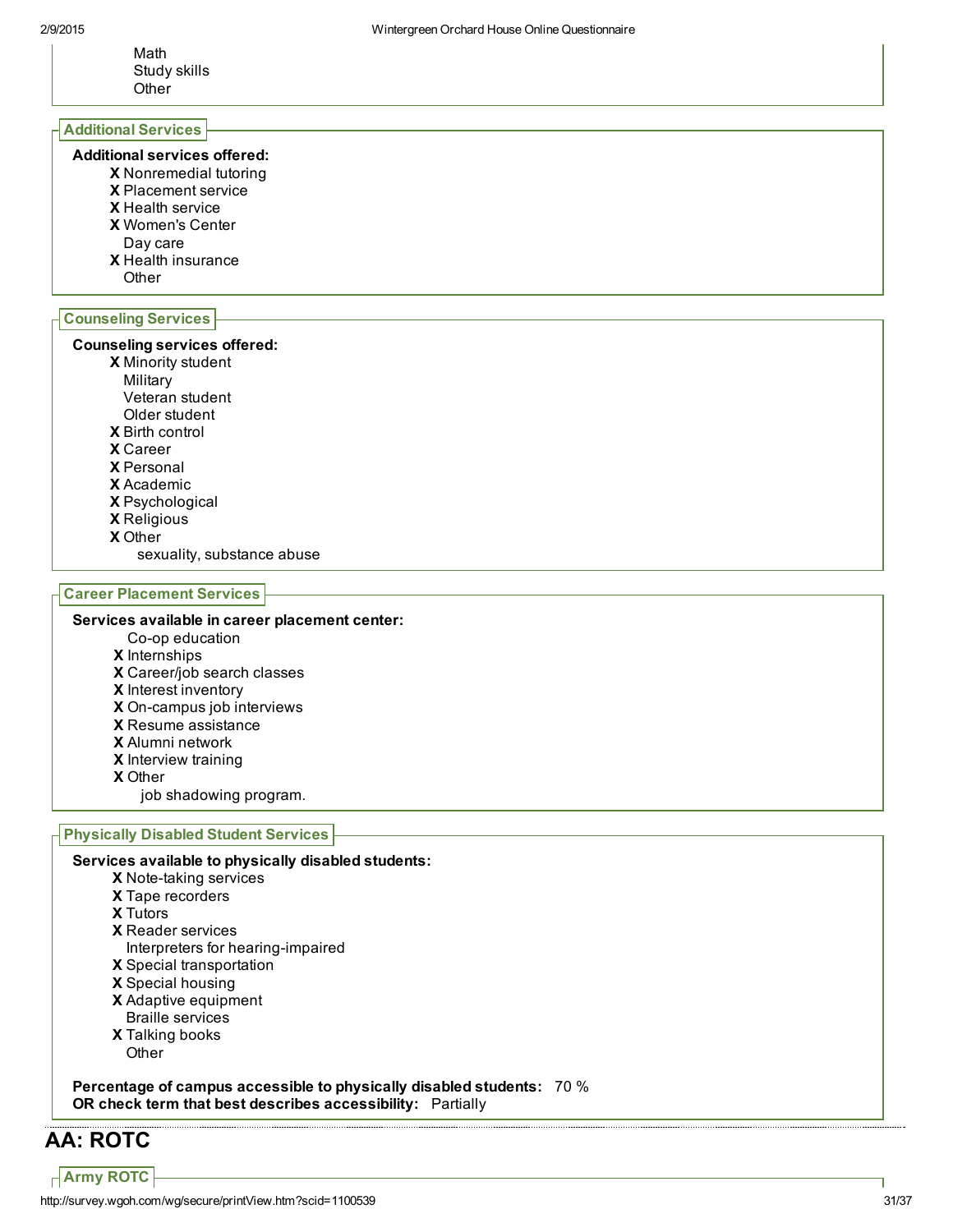Math
Study skills
Other

### Additional Services

**Additional services offered:**

- X Nonremedial tutoring
- X Placement service
- X Health service
- X Women's Center
- Day care
- X Health insurance
- Other

### Counseling Services

**Counseling services offered:**

- X Minority student
- Military
- Veteran student
- Older student
- X Birth control
- X Career
- X Personal
- X Academic
- X Psychological
- X Religious
- X Other
  - sexuality, substance abuse

### Career Placement Services

**Services available in career placement center:**

- Co-op education
- X Internships
- X Career/job search classes
- X Interest inventory
- X On-campus job interviews
- X Resume assistance
- X Alumni network
- X Interview training
- X Other
  - job shadowing program.

### Physically Disabled Student Services

**Services available to physically disabled students:**

- X Note-taking services
- X Tape recorders
- X Tutors
- X Reader services
- Interpreters for hearing-impaired
- X Special transportation
- X Special housing
- X Adaptive equipment
- Braille services
- X Talking books
- Other

**Percentage of campus accessible to physically disabled students:** 70 %
**OR check term that best describes accessibility:** Partially

# AA: ROTC

### Army ROTC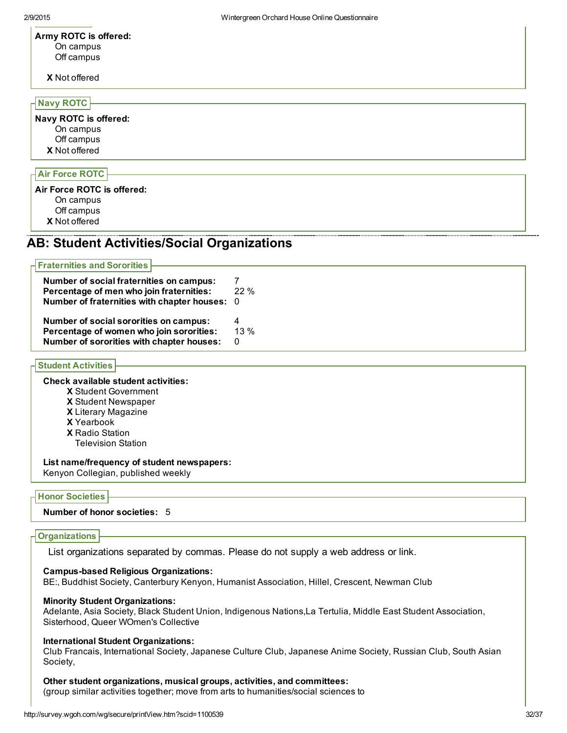**Army ROTC is offered:**

On campus
Off campus

**X** Not offered

### Navy ROTC

**Navy ROTC is offered:**

On campus
Off campus
**X** Not offered

### Air Force ROTC

**Air Force ROTC is offered:**

On campus
Off campus
**X** Not offered

## AB: Student Activities/Social Organizations

### Fraternities and Sororities

**Number of social fraternities on campus:** 7
**Percentage of men who join fraternities:** 22 %
**Number of fraternities with chapter houses:** 0

**Number of social sororities on campus:** 4
**Percentage of women who join sororities:** 13 %
**Number of sororities with chapter houses:** 0

### Student Activities

**Check available student activities:**

**X** Student Government
**X** Student Newspaper
**X** Literary Magazine
**X** Yearbook
**X** Radio Station
Television Station

**List name/frequency of student newspapers:**
Kenyon Collegian, published weekly

### Honor Societies

**Number of honor societies:** 5

### Organizations

List organizations separated by commas. Please do not supply a web address or link.

**Campus-based Religious Organizations:**
BE:, Buddhist Society, Canterbury Kenyon, Humanist Association, Hillel, Crescent, Newman Club

**Minority Student Organizations:**
Adelante, Asia Society, Black Student Union, Indigenous Nations,La Tertulia, Middle East Student Association, Sisterhood, Queer WOmen's Collective

**International Student Organizations:**
Club Francais, International Society, Japanese Culture Club, Japanese Anime Society, Russian Club, South Asian Society,

**Other student organizations, musical groups, activities, and committees:**
(group similar activities together; move from arts to humanities/social sciences to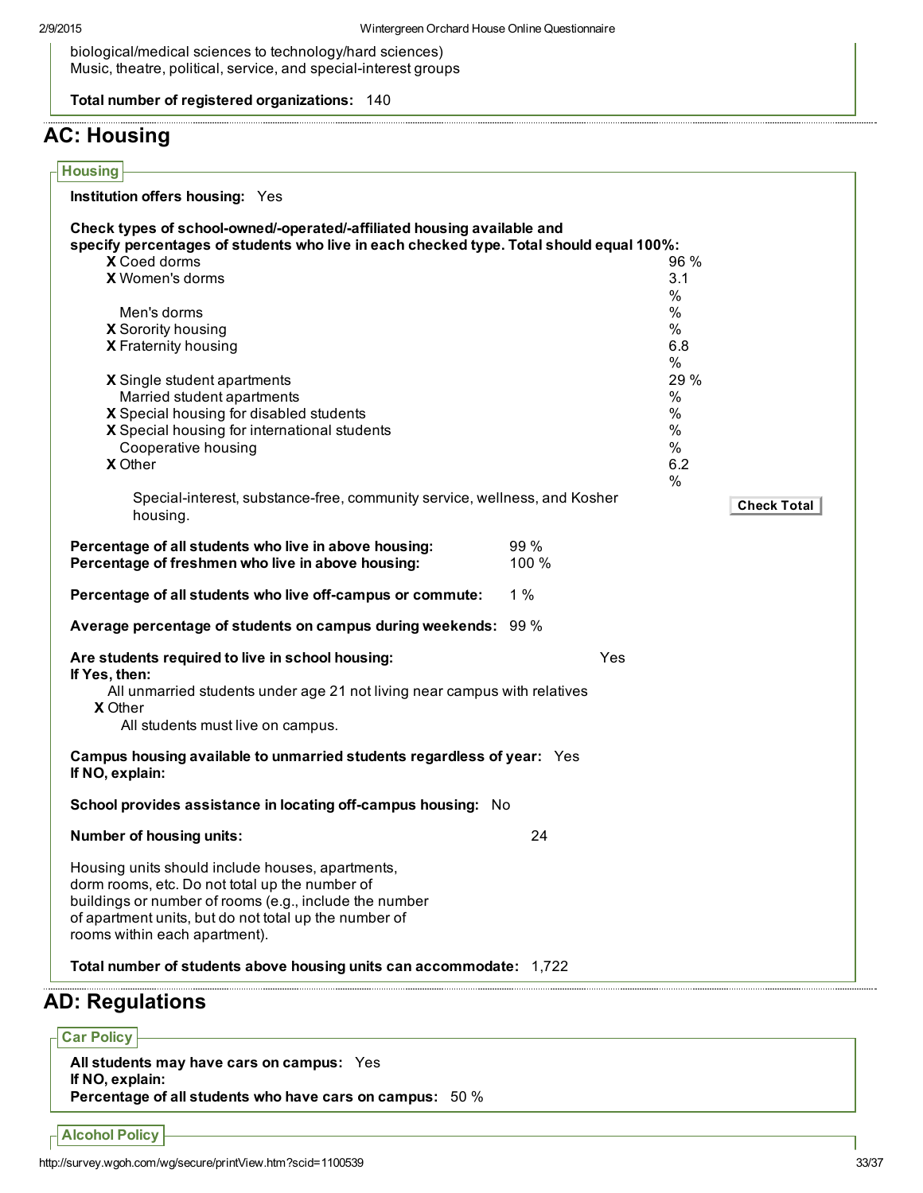biological/medical sciences to technology/hard sciences)
Music, theatre, political, service, and special-interest groups

**Total number of registered organizations:** 140

## AC: Housing

### Housing

**Institution offers housing:** Yes

**Check types of school-owned/-operated/-affiliated housing available and specify percentages of students who live in each checked type. Total should equal 100%:**

| Type | Percentage |
|---|---|
| X Coed dorms | 96 % |
| X Women's dorms | 3.1 % |
| Men's dorms | % |
| X Sorority housing | % |
| X Fraternity housing | 6.8 % |
| X Single student apartments | 29 % |
| Married student apartments | % |
| X Special housing for disabled students | % |
| X Special housing for international students | % |
| Cooperative housing | % |
| X Other | 6.2 % |

Special-interest, substance-free, community service, wellness, and Kosher housing.

**Percentage of all students who live in above housing:** 99 %
**Percentage of freshmen who live in above housing:** 100 %

**Percentage of all students who live off-campus or commute:** 1 %

**Average percentage of students on campus during weekends:** 99 %

**Are students required to live in school housing:** Yes
**If Yes, then:**
All unmarried students under age 21 not living near campus with relatives
X Other
All students must live on campus.

**Campus housing available to unmarried students regardless of year:** Yes
**If NO, explain:**

**School provides assistance in locating off-campus housing:** No

**Number of housing units:** 24

Housing units should include houses, apartments, dorm rooms, etc. Do not total up the number of buildings or number of rooms (e.g., include the number of apartment units, but do not total up the number of rooms within each apartment).

**Total number of students above housing units can accommodate:** 1,722

## AD: Regulations

### Car Policy

**All students may have cars on campus:** Yes
**If NO, explain:**
**Percentage of all students who have cars on campus:** 50 %

### Alcohol Policy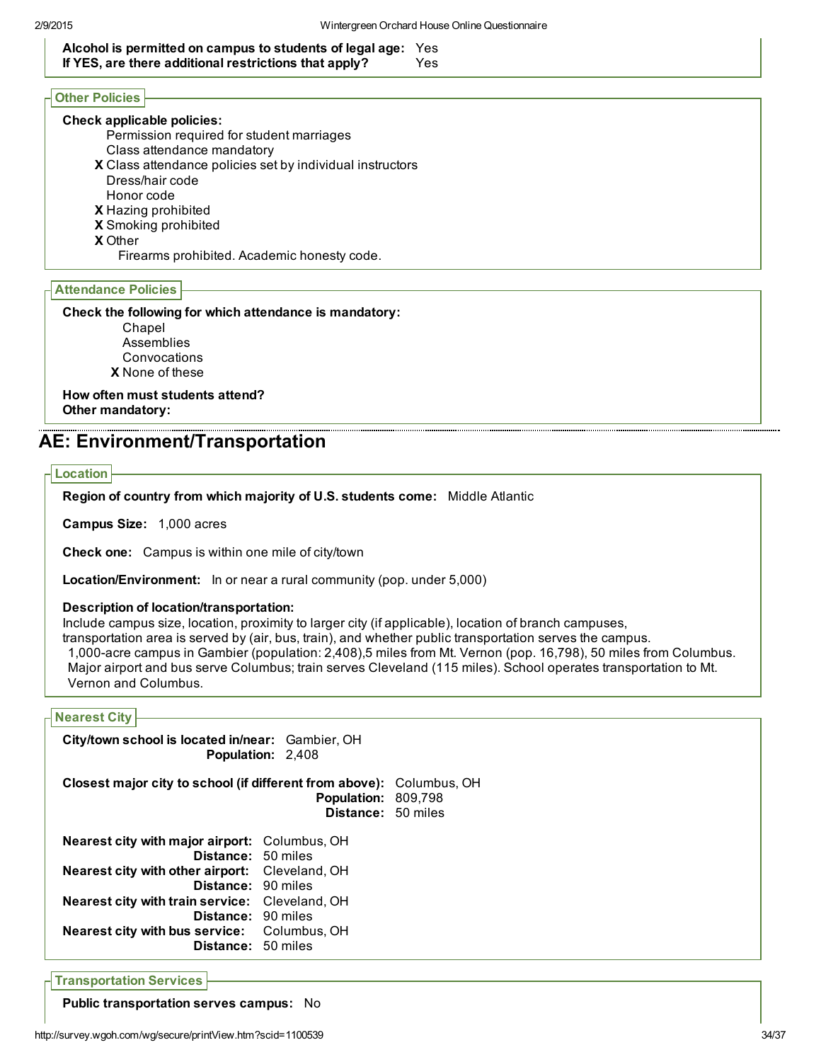**Alcohol is permitted on campus to students of legal age:** Yes
**If YES, are there additional restrictions that apply?** Yes

### Other Policies

**Check applicable policies:**

- Permission required for student marriages
- Class attendance mandatory
- **X** Class attendance policies set by individual instructors
- Dress/hair code
- Honor code
- **X** Hazing prohibited
- **X** Smoking prohibited
- **X** Other
  - Firearms prohibited. Academic honesty code.

### Attendance Policies

**Check the following for which attendance is mandatory:**

- Chapel
- Assemblies
- Convocations
- **X** None of these

**How often must students attend?**
**Other mandatory:**

## AE: Environment/Transportation

### Location

**Region of country from which majority of U.S. students come:** Middle Atlantic

**Campus Size:** 1,000 acres

**Check one:** Campus is within one mile of city/town

**Location/Environment:** In or near a rural community (pop. under 5,000)

**Description of location/transportation:**
Include campus size, location, proximity to larger city (if applicable), location of branch campuses, transportation area is served by (air, bus, train), and whether public transportation serves the campus.
1,000-acre campus in Gambier (population: 2,408),5 miles from Mt. Vernon (pop. 16,798), 50 miles from Columbus. Major airport and bus serve Columbus; train serves Cleveland (115 miles). School operates transportation to Mt. Vernon and Columbus.

### Nearest City

**City/town school is located in/near:** Gambier, OH
**Population:** 2,408

**Closest major city to school (if different from above):** Columbus, OH
**Population:** 809,798
**Distance:** 50 miles

**Nearest city with major airport:** Columbus, OH
**Distance:** 50 miles
**Nearest city with other airport:** Cleveland, OH
**Distance:** 90 miles
**Nearest city with train service:** Cleveland, OH
**Distance:** 90 miles
**Nearest city with bus service:** Columbus, OH
**Distance:** 50 miles

### Transportation Services

**Public transportation serves campus:** No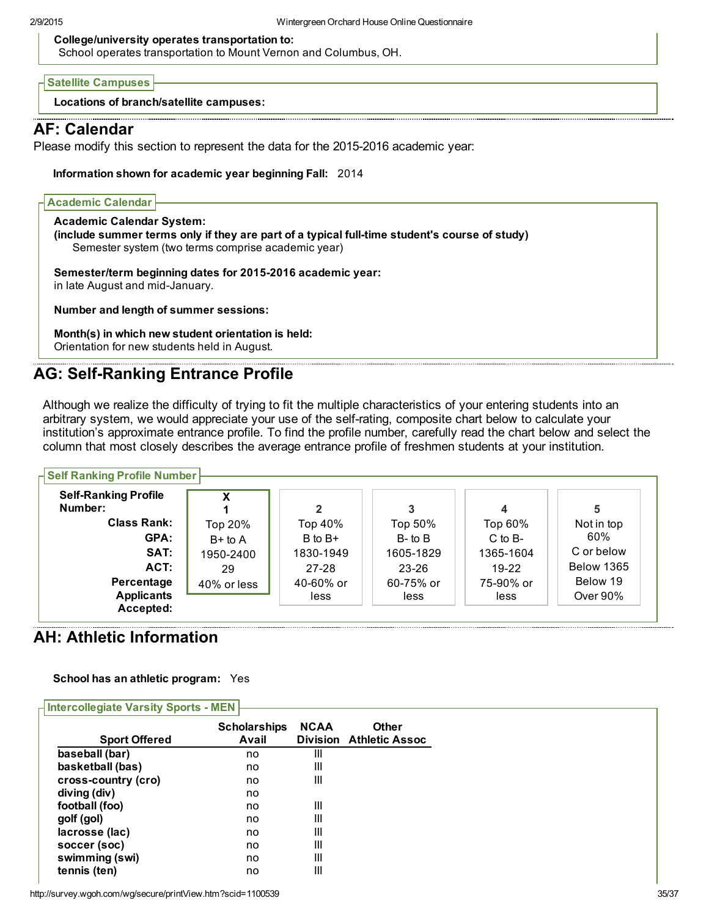**College/university operates transportation to:**
School operates transportation to Mount Vernon and Columbus, OH.

### Satellite Campuses

**Locations of branch/satellite campuses:**

## AF: Calendar

Please modify this section to represent the data for the 2015-2016 academic year:

**Information shown for academic year beginning Fall:** 2014

### Academic Calendar

**Academic Calendar System:**
**(include summer terms only if they are part of a typical full-time student's course of study)**
Semester system (two terms comprise academic year)

**Semester/term beginning dates for 2015-2016 academic year:**
in late August and mid-January.

**Number and length of summer sessions:**

**Month(s) in which new student orientation is held:**
Orientation for new students held in August.

## AG: Self-Ranking Entrance Profile

Although we realize the difficulty of trying to fit the multiple characteristics of your entering students into an arbitrary system, we would appreciate your use of the self-rating, composite chart below to calculate your institution's approximate entrance profile. To find the profile number, carefully read the chart below and select the column that most closely describes the average entrance profile of freshmen students at your institution.

### Self Ranking Profile Number

| **Self-Ranking Profile Number:** | X 1 | 2 | 3 | 4 | 5 |
|---|---|---|---|---|---|
| **Class Rank:** | Top 20% | Top 40% | Top 50% | Top 60% | Not in top 60% |
| **GPA:** | B+ to A | B to B+ | B- to B | C to B- | C or below |
| **SAT:** | 1950-2400 | 1830-1949 | 1605-1829 | 1365-1604 | Below 1365 |
| **ACT:** | 29 | 27-28 | 23-26 | 19-22 | Below 19 |
| **Percentage Applicants Accepted:** | 40% or less | 40-60% or less | 60-75% or less | 75-90% or less | Over 90% |

## AH: Athletic Information

**School has an athletic program:** Yes

### Intercollegiate Varsity Sports - MEN

| Sport Offered | Scholarships Avail | NCAA Division | Other Athletic Assoc |
|---|---|---|---|
| **baseball (bar)** | no | III | |
| **basketball (bas)** | no | III | |
| **cross-country (cro)** | no | III | |
| **diving (div)** | no | | |
| **football (foo)** | no | III | |
| **golf (gol)** | no | III | |
| **lacrosse (lac)** | no | III | |
| **soccer (soc)** | no | III | |
| **swimming (swi)** | no | III | |
| **tennis (ten)** | no | III | |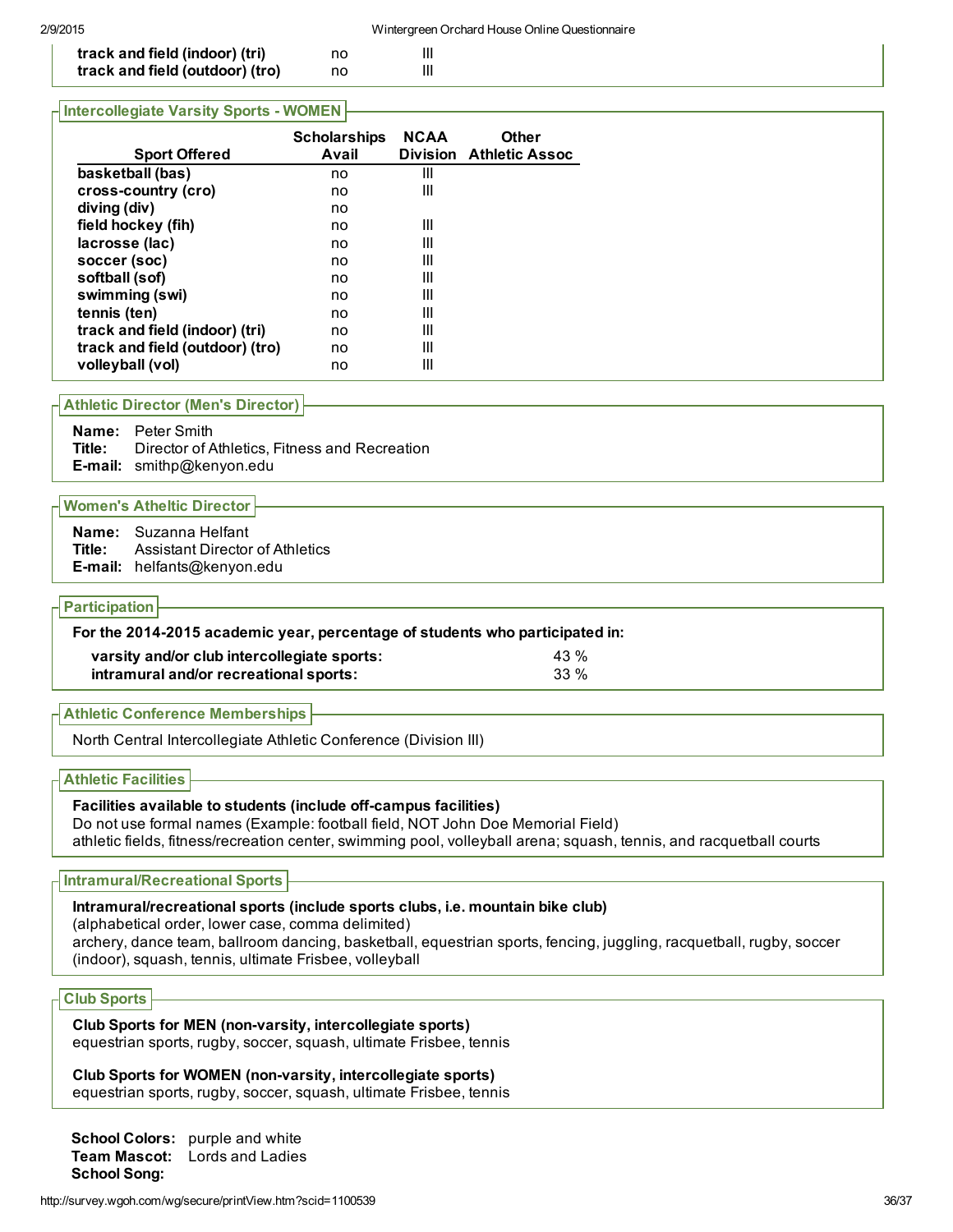| Sport Offered | Scholarships Avail | NCAA Division | Other Athletic Assoc |
|---|---|---|---|
| track and field (indoor) (tri) | no | III | |
| track and field (outdoor) (tro) | no | III | |

## Intercollegiate Varsity Sports - WOMEN

| Sport Offered | Scholarships Avail | NCAA Division | Other Athletic Assoc |
|---|---|---|---|
| basketball (bas) | no | III | |
| cross-country (cro) | no | III | |
| diving (div) | no | | |
| field hockey (fih) | no | III | |
| lacrosse (lac) | no | III | |
| soccer (soc) | no | III | |
| softball (sof) | no | III | |
| swimming (swi) | no | III | |
| tennis (ten) | no | III | |
| track and field (indoor) (tri) | no | III | |
| track and field (outdoor) (tro) | no | III | |
| volleyball (vol) | no | III | |

## Athletic Director (Men's Director)

**Name:** Peter Smith
**Title:** Director of Athletics, Fitness and Recreation
**E-mail:** smithp@kenyon.edu

## Women's Atheltic Director

**Name:** Suzanna Helfant
**Title:** Assistant Director of Athletics
**E-mail:** helfants@kenyon.edu

## Participation

**For the 2014-2015 academic year, percentage of students who participated in:**

| | |
|---|---|
| **varsity and/or club intercollegiate sports:** | 43 % |
| **intramural and/or recreational sports:** | 33 % |

## Athletic Conference Memberships

North Central Intercollegiate Athletic Conference (Division III)

## Athletic Facilities

**Facilities available to students (include off-campus facilities)**
Do not use formal names (Example: football field, NOT John Doe Memorial Field)
athletic fields, fitness/recreation center, swimming pool, volleyball arena; squash, tennis, and racquetball courts

## Intramural/Recreational Sports

**Intramural/recreational sports (include sports clubs, i.e. mountain bike club)**
(alphabetical order, lower case, comma delimited)
archery, dance team, ballroom dancing, basketball, equestrian sports, fencing, juggling, racquetball, rugby, soccer (indoor), squash, tennis, ultimate Frisbee, volleyball

## Club Sports

**Club Sports for MEN (non-varsity, intercollegiate sports)**
equestrian sports, rugby, soccer, squash, ultimate Frisbee, tennis

**Club Sports for WOMEN (non-varsity, intercollegiate sports)**
equestrian sports, rugby, soccer, squash, ultimate Frisbee, tennis

**School Colors:** purple and white
**Team Mascot:** Lords and Ladies
**School Song:**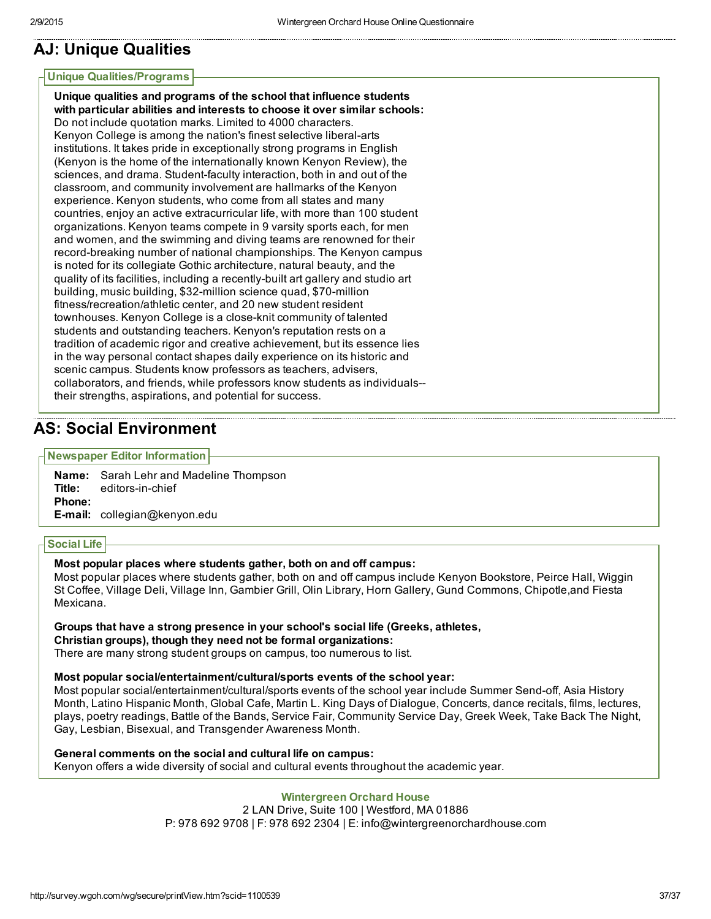## AJ: Unique Qualities

### Unique Qualities/Programs

**Unique qualities and programs of the school that influence students with particular abilities and interests to choose it over similar schools:**
Do not include quotation marks. Limited to 4000 characters.
Kenyon College is among the nation's finest selective liberal-arts institutions. It takes pride in exceptionally strong programs in English (Kenyon is the home of the internationally known Kenyon Review), the sciences, and drama. Student-faculty interaction, both in and out of the classroom, and community involvement are hallmarks of the Kenyon experience. Kenyon students, who come from all states and many countries, enjoy an active extracurricular life, with more than 100 student organizations. Kenyon teams compete in 9 varsity sports each, for men and women, and the swimming and diving teams are renowned for their record-breaking number of national championships. The Kenyon campus is noted for its collegiate Gothic architecture, natural beauty, and the quality of its facilities, including a recently-built art gallery and studio art building, music building, $32-million science quad, $70-million fitness/recreation/athletic center, and 20 new student resident townhouses. Kenyon College is a close-knit community of talented students and outstanding teachers. Kenyon's reputation rests on a tradition of academic rigor and creative achievement, but its essence lies in the way personal contact shapes daily experience on its historic and scenic campus. Students know professors as teachers, advisers, collaborators, and friends, while professors know students as individuals--their strengths, aspirations, and potential for success.

## AS: Social Environment

### Newspaper Editor Information

**Name:** Sarah Lehr and Madeline Thompson
**Title:** editors-in-chief
**Phone:**
**E-mail:** collegian@kenyon.edu

### Social Life

**Most popular places where students gather, both on and off campus:**
Most popular places where students gather, both on and off campus include Kenyon Bookstore, Peirce Hall, Wiggin St Coffee, Village Deli, Village Inn, Gambier Grill, Olin Library, Horn Gallery, Gund Commons, Chipotle,and Fiesta Mexicana.

**Groups that have a strong presence in your school's social life (Greeks, athletes, Christian groups), though they need not be formal organizations:**
There are many strong student groups on campus, too numerous to list.

**Most popular social/entertainment/cultural/sports events of the school year:**
Most popular social/entertainment/cultural/sports events of the school year include Summer Send-off, Asia History Month, Latino Hispanic Month, Global Cafe, Martin L. King Days of Dialogue, Concerts, dance recitals, films, lectures, plays, poetry readings, Battle of the Bands, Service Fair, Community Service Day, Greek Week, Take Back The Night, Gay, Lesbian, Bisexual, and Transgender Awareness Month.

**General comments on the social and cultural life on campus:**
Kenyon offers a wide diversity of social and cultural events throughout the academic year.

**Wintergreen Orchard House**
2 LAN Drive, Suite 100 | Westford, MA 01886
P: 978 692 9708 | F: 978 692 2304 | E: info@wintergreenorchardhouse.com